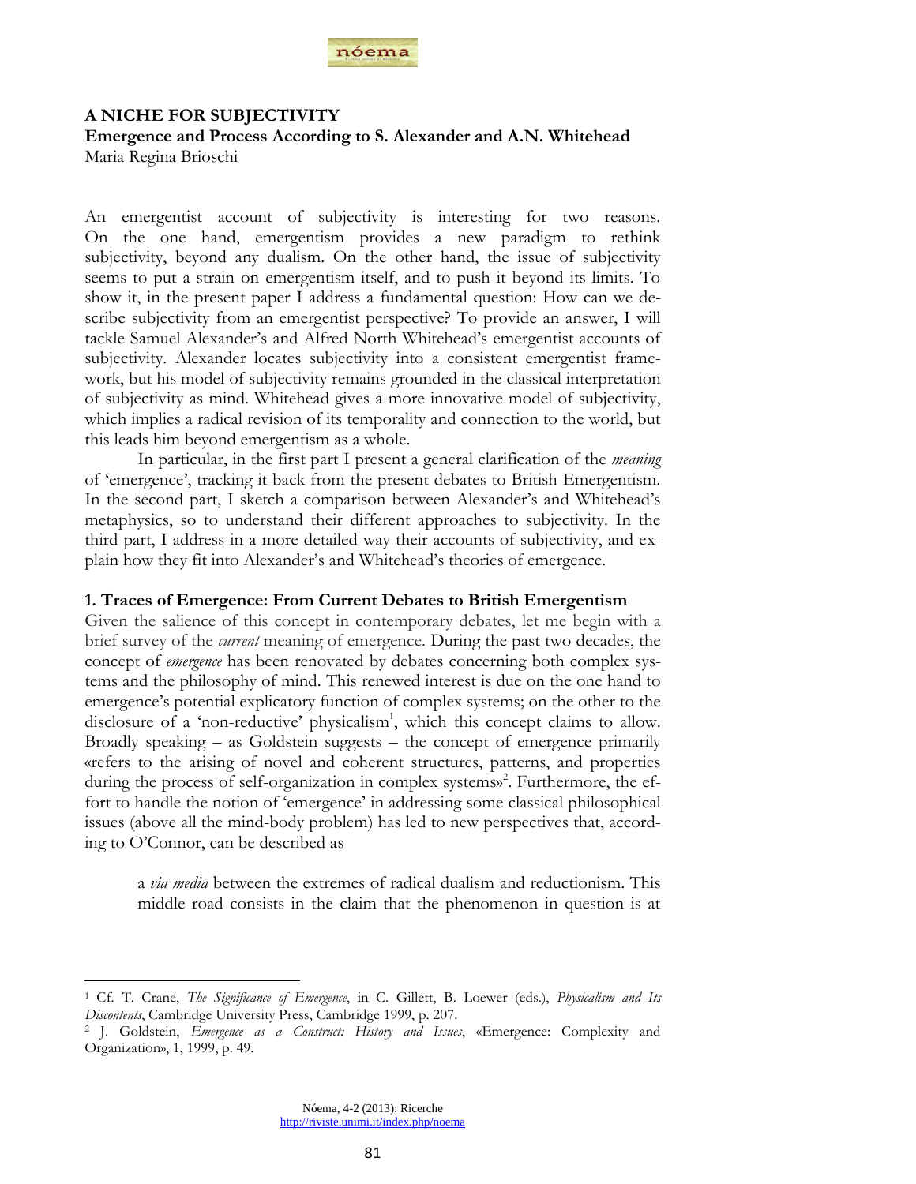# A NICHE FOR SUBJECTIVITY

## Emergence and Process According to S. Alexander and A.N. Whitehead

Maria Regina Brioschi

An emergentist account of subjectivity is interesting for two reasons. On the one hand, emergentism provides a new paradigm to rethink subjectivity, beyond any dualism. On the other hand, the issue of subjectivity seems to put a strain on emergentism itself, and to push it beyond its limits. To show it, in the present paper I address a fundamental question: How can we describe subjectivity from an emergentist perspective? To provide an answer, I will tackle Samuel Alexander's and Alfred North Whitehead's emergentist accounts of subjectivity. Alexander locates subjectivity into a consistent emergentist framework, but his model of subjectivity remains grounded in the classical interpretation of subjectivity as mind. Whitehead gives a more innovative model of subjectivity, which implies a radical revision of its temporality and connection to the world, but this leads him beyond emergentism as a whole.

In particular, in the first part I present a general clarification of the *meaning* of 'emergence', tracking it back from the present debates to British Emergentism. In the second part, I sketch a comparison between Alexander's and Whitehead's metaphysics, so to understand their different approaches to subjectivity. In the third part, I address in a more detailed way their accounts of subjectivity, and explain how they fit into Alexander's and Whitehead's theories of emergence.

### 1. Traces of Emergence: From Current Debates to British Emergentism

Given the salience of this concept in contemporary debates, let me begin with a brief survey of the *current* meaning of emergence. During the past two decades, the concept of *emergence* has been renovated by debates concerning both complex systems and the philosophy of mind. This renewed interest is due on the one hand to emergence's potential explicatory function of complex systems; on the other to the disclosure of a 'non-reductive' physicalism[1], which this concept claims to allow. Broadly speaking – as Goldstein suggests – the concept of emergence primarily «refers to the arising of novel and coherent structures, patterns, and properties during the process of self-organization in complex systems»[2]. Furthermore, the effort to handle the notion of 'emergence' in addressing some classical philosophical issues (above all the mind-body problem) has led to new perspectives that, according to O'Connor, can be described as

> a *via media* between the extremes of radical dualism and reductionism. This middle road consists in the claim that the phenomenon in question is at

---

[1] Cf. T. Crane, *The Significance of Emergence*, in C. Gillett, B. Loewer (eds.), *Physicalism and Its Discontents*, Cambridge University Press, Cambridge 1999, p. 207.

[2] J. Goldstein, *Emergence as a Construct: History and Issues*, «Emergence: Complexity and Organization», 1, 1999, p. 49.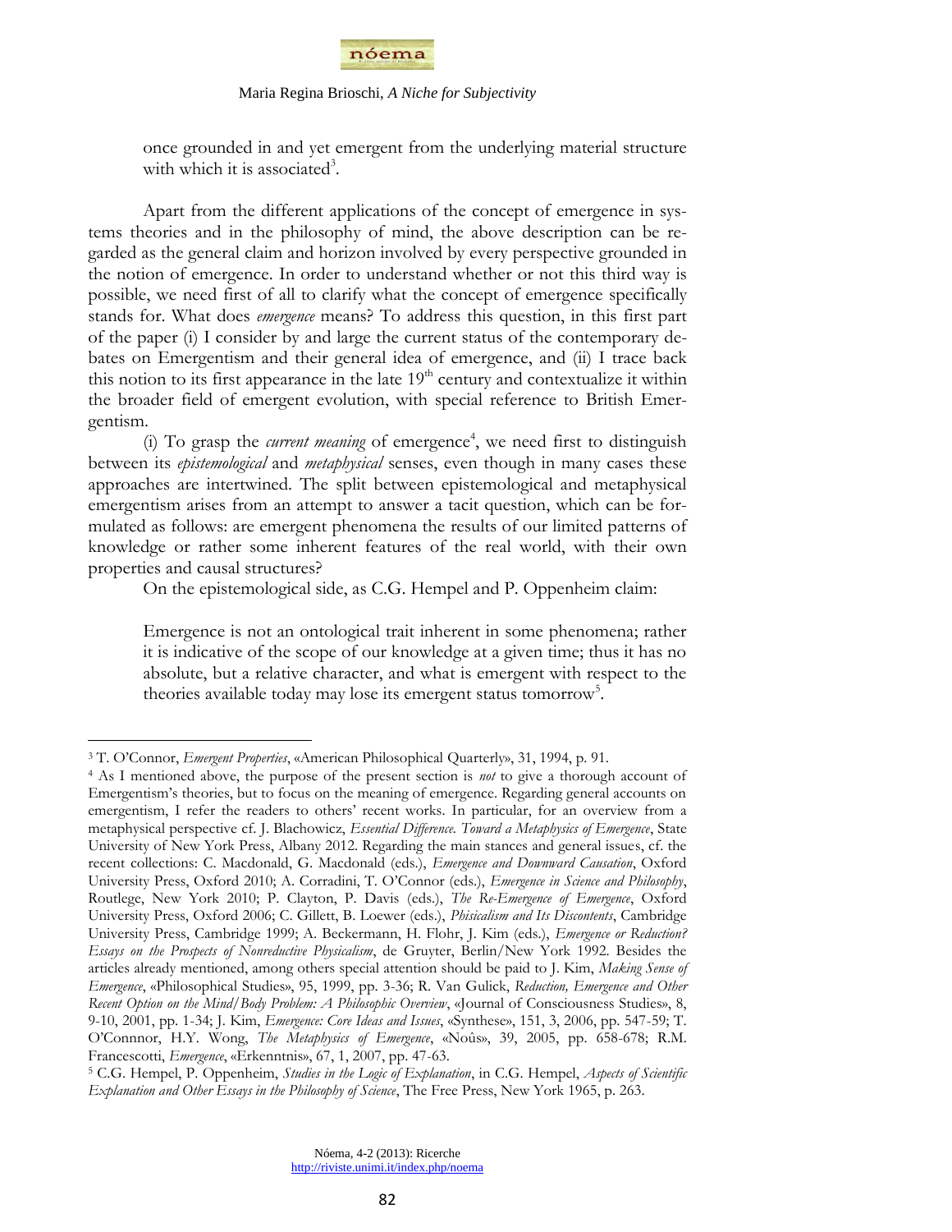once grounded in and yet emergent from the underlying material structure with which it is associated[3].

Apart from the different applications of the concept of emergence in systems theories and in the philosophy of mind, the above description can be regarded as the general claim and horizon involved by every perspective grounded in the notion of emergence. In order to understand whether or not this third way is possible, we need first of all to clarify what the concept of emergence specifically stands for. What does *emergence* means? To address this question, in this first part of the paper (i) I consider by and large the current status of the contemporary debates on Emergentism and their general idea of emergence, and (ii) I trace back this notion to its first appearance in the late 19th century and contextualize it within the broader field of emergent evolution, with special reference to British Emergentism.

(i) To grasp the *current meaning* of emergence[4], we need first to distinguish between its *epistemological* and *metaphysical* senses, even though in many cases these approaches are intertwined. The split between epistemological and metaphysical emergentism arises from an attempt to answer a tacit question, which can be formulated as follows: are emergent phenomena the results of our limited patterns of knowledge or rather some inherent features of the real world, with their own properties and causal structures?

On the epistemological side, as C.G. Hempel and P. Oppenheim claim:

> Emergence is not an ontological trait inherent in some phenomena; rather it is indicative of the scope of our knowledge at a given time; thus it has no absolute, but a relative character, and what is emergent with respect to the theories available today may lose its emergent status tomorrow[5].

---

[3] T. O'Connor, *Emergent Properties*, «American Philosophical Quarterly», 31, 1994, p. 91.

[4] As I mentioned above, the purpose of the present section is *not* to give a thorough account of Emergentism's theories, but to focus on the meaning of emergence. Regarding general accounts on emergentism, I refer the readers to others' recent works. In particular, for an overview from a metaphysical perspective cf. J. Blachowicz, *Essential Difference. Toward a Metaphysics of Emergence*, State University of New York Press, Albany 2012. Regarding the main stances and general issues, cf. the recent collections: C. Macdonald, G. Macdonald (eds.), *Emergence and Downward Causation*, Oxford University Press, Oxford 2010; A. Corradini, T. O'Connor (eds.), *Emergence in Science and Philosophy*, Routlege, New York 2010; P. Clayton, P. Davis (eds.), *The Re-Emergence of Emergence*, Oxford University Press, Oxford 2006; C. Gillett, B. Loewer (eds.), *Phisicalism and Its Discontents*, Cambridge University Press, Cambridge 1999; A. Beckermann, H. Flohr, J. Kim (eds.), *Emergence or Reduction? Essays on the Prospects of Nonreductive Physicalism*, de Gruyter, Berlin/New York 1992. Besides the articles already mentioned, among others special attention should be paid to J. Kim, *Making Sense of Emergence*, «Philosophical Studies», 95, 1999, pp. 3-36; R. Van Gulick, *Reduction, Emergence and Other Recent Option on the Mind/Body Problem: A Philosophic Overview*, «Journal of Consciousness Studies», 8, 9-10, 2001, pp. 1-34; J. Kim, *Emergence: Core Ideas and Issues*, «Synthese», 151, 3, 2006, pp. 547-59; T. O'Connnor, H.Y. Wong, *The Metaphysics of Emergence*, «Noûs», 39, 2005, pp. 658-678; R.M. Francescotti, *Emergence*, «Erkenntnis», 67, 1, 2007, pp. 47-63.

[5] C.G. Hempel, P. Oppenheim, *Studies in the Logic of Explanation*, in C.G. Hempel, *Aspects of Scientific Explanation and Other Essays in the Philosophy of Science*, The Free Press, New York 1965, p. 263.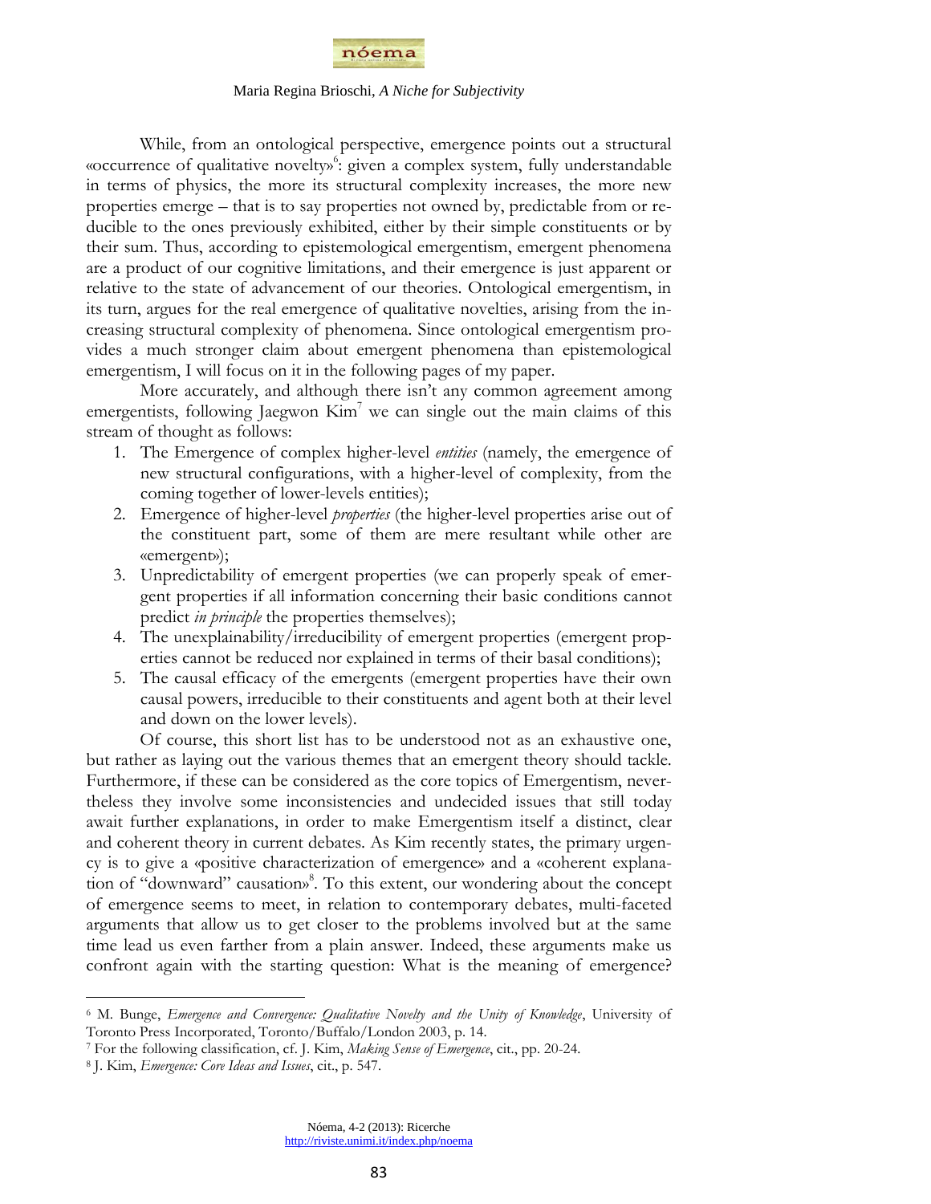While, from an ontological perspective, emergence points out a structural «occurrence of qualitative novelty»[6]: given a complex system, fully understandable in terms of physics, the more its structural complexity increases, the more new properties emerge – that is to say properties not owned by, predictable from or reducible to the ones previously exhibited, either by their simple constituents or by their sum. Thus, according to epistemological emergentism, emergent phenomena are a product of our cognitive limitations, and their emergence is just apparent or relative to the state of advancement of our theories. Ontological emergentism, in its turn, argues for the real emergence of qualitative novelties, arising from the increasing structural complexity of phenomena. Since ontological emergentism provides a much stronger claim about emergent phenomena than epistemological emergentism, I will focus on it in the following pages of my paper.

More accurately, and although there isn't any common agreement among emergentists, following Jaegwon Kim[7] we can single out the main claims of this stream of thought as follows:

1. The Emergence of complex higher-level *entities* (namely, the emergence of new structural configurations, with a higher-level of complexity, from the coming together of lower-levels entities);
2. Emergence of higher-level *properties* (the higher-level properties arise out of the constituent part, some of them are mere resultant while other are «emergent»);
3. Unpredictability of emergent properties (we can properly speak of emergent properties if all information concerning their basic conditions cannot predict *in principle* the properties themselves);
4. The unexplainability/irreducibility of emergent properties (emergent properties cannot be reduced nor explained in terms of their basal conditions);
5. The causal efficacy of the emergents (emergent properties have their own causal powers, irreducible to their constituents and agent both at their level and down on the lower levels).

Of course, this short list has to be understood not as an exhaustive one, but rather as laying out the various themes that an emergent theory should tackle. Furthermore, if these can be considered as the core topics of Emergentism, nevertheless they involve some inconsistencies and undecided issues that still today await further explanations, in order to make Emergentism itself a distinct, clear and coherent theory in current debates. As Kim recently states, the primary urgency is to give a «positive characterization of emergence» and a «coherent explanation of "downward" causation»[8]. To this extent, our wondering about the concept of emergence seems to meet, in relation to contemporary debates, multi-faceted arguments that allow us to get closer to the problems involved but at the same time lead us even farther from a plain answer. Indeed, these arguments make us confront again with the starting question: What is the meaning of emergence?

---

[6] M. Bunge, *Emergence and Convergence: Qualitative Novelty and the Unity of Knowledge*, University of Toronto Press Incorporated, Toronto/Buffalo/London 2003, p. 14.

[7] For the following classification, cf. J. Kim, *Making Sense of Emergence*, cit., pp. 20-24.

[8] J. Kim, *Emergence: Core Ideas and Issues*, cit., p. 547.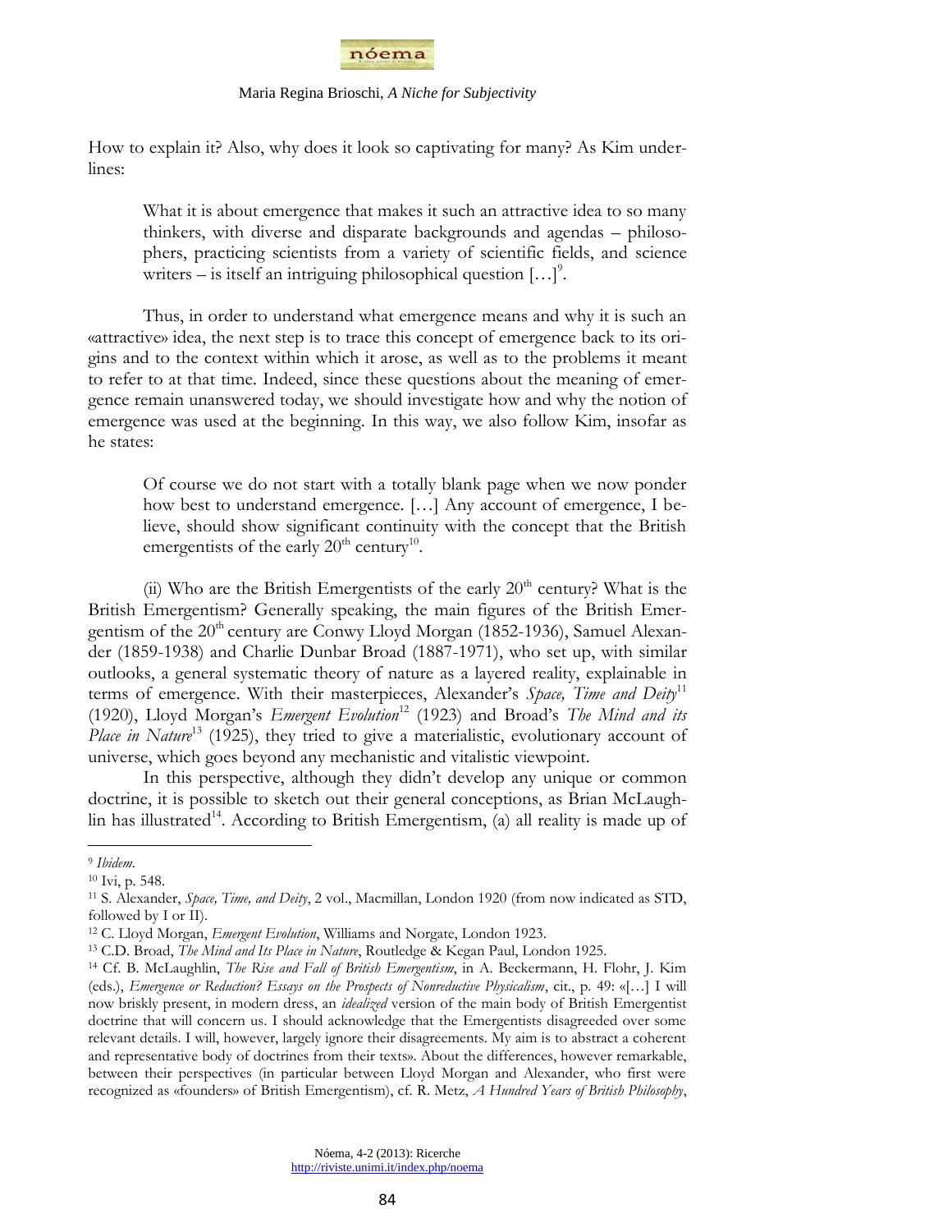How to explain it? Also, why does it look so captivating for many? As Kim underlines:

> What it is about emergence that makes it such an attractive idea to so many thinkers, with diverse and disparate backgrounds and agendas – philosophers, practicing scientists from a variety of scientific fields, and science writers – is itself an intriguing philosophical question […][9].

Thus, in order to understand what emergence means and why it is such an «attractive» idea, the next step is to trace this concept of emergence back to its origins and to the context within which it arose, as well as to the problems it meant to refer to at that time. Indeed, since these questions about the meaning of emergence remain unanswered today, we should investigate how and why the notion of emergence was used at the beginning. In this way, we also follow Kim, insofar as he states:

> Of course we do not start with a totally blank page when we now ponder how best to understand emergence. […] Any account of emergence, I believe, should show significant continuity with the concept that the British emergentists of the early 20th century[10].

(ii) Who are the British Emergentists of the early 20th century? What is the British Emergentism? Generally speaking, the main figures of the British Emergentism of the 20th century are Conwy Lloyd Morgan (1852-1936), Samuel Alexander (1859-1938) and Charlie Dunbar Broad (1887-1971), who set up, with similar outlooks, a general systematic theory of nature as a layered reality, explainable in terms of emergence. With their masterpieces, Alexander's *Space, Time and Deity*[11] (1920), Lloyd Morgan's *Emergent Evolution*[12] (1923) and Broad's *The Mind and its Place in Nature*[13] (1925), they tried to give a materialistic, evolutionary account of universe, which goes beyond any mechanistic and vitalistic viewpoint.

In this perspective, although they didn't develop any unique or common doctrine, it is possible to sketch out their general conceptions, as Brian McLaughlin has illustrated[14]. According to British Emergentism, (a) all reality is made up of

---

[9] *Ibidem*.

[10] Ivi, p. 548.

[11] S. Alexander, *Space, Time, and Deity*, 2 vol., Macmillan, London 1920 (from now indicated as STD, followed by I or II).

[12] C. Lloyd Morgan, *Emergent Evolution*, Williams and Norgate, London 1923.

[13] C.D. Broad, *The Mind and Its Place in Nature*, Routledge & Kegan Paul, London 1925.

[14] Cf. B. McLaughlin, *The Rise and Fall of British Emergentism*, in A. Beckermann, H. Flohr, J. Kim (eds.), *Emergence or Reduction? Essays on the Prospects of Nonreductive Physicalism*, cit., p. 49: «[…] I will now briskly present, in modern dress, an *idealized* version of the main body of British Emergentist doctrine that will concern us. I should acknowledge that the Emergentists disagreeded over some relevant details. I will, however, largely ignore their disagreements. My aim is to abstract a coherent and representative body of doctrines from their texts». About the differences, however remarkable, between their perspectives (in particular between Lloyd Morgan and Alexander, who first were recognized as «founders» of British Emergentism), cf. R. Metz, *A Hundred Years of British Philosophy*,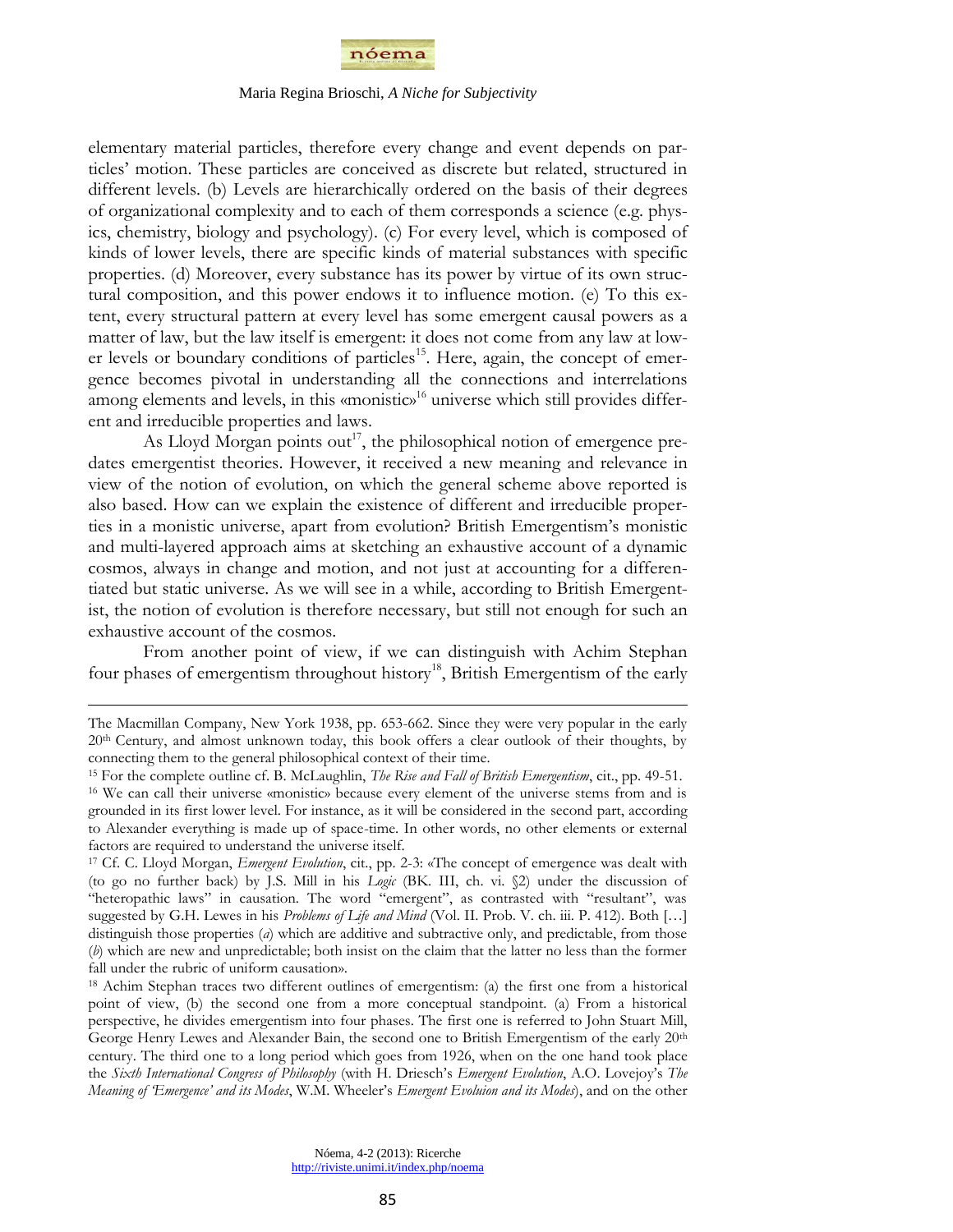elementary material particles, therefore every change and event depends on particles' motion. These particles are conceived as discrete but related, structured in different levels. (b) Levels are hierarchically ordered on the basis of their degrees of organizational complexity and to each of them corresponds a science (e.g. physics, chemistry, biology and psychology). (c) For every level, which is composed of kinds of lower levels, there are specific kinds of material substances with specific properties. (d) Moreover, every substance has its power by virtue of its own structural composition, and this power endows it to influence motion. (e) To this extent, every structural pattern at every level has some emergent causal powers as a matter of law, but the law itself is emergent: it does not come from any law at lower levels or boundary conditions of particles[15]. Here, again, the concept of emergence becomes pivotal in understanding all the connections and interrelations among elements and levels, in this «monistic»[16] universe which still provides different and irreducible properties and laws.

As Lloyd Morgan points out[17], the philosophical notion of emergence predates emergentist theories. However, it received a new meaning and relevance in view of the notion of evolution, on which the general scheme above reported is also based. How can we explain the existence of different and irreducible properties in a monistic universe, apart from evolution? British Emergentism's monistic and multi-layered approach aims at sketching an exhaustive account of a dynamic cosmos, always in change and motion, and not just at accounting for a differentiated but static universe. As we will see in a while, according to British Emergentist, the notion of evolution is therefore necessary, but still not enough for such an exhaustive account of the cosmos.

From another point of view, if we can distinguish with Achim Stephan four phases of emergentism throughout history[18], British Emergentism of the early

---

The Macmillan Company, New York 1938, pp. 653-662. Since they were very popular in the early 20th Century, and almost unknown today, this book offers a clear outlook of their thoughts, by connecting them to the general philosophical context of their time.

[15] For the complete outline cf. B. McLaughlin, *The Rise and Fall of British Emergentism*, cit., pp. 49-51.

[16] We can call their universe «monistic» because every element of the universe stems from and is grounded in its first lower level. For instance, as it will be considered in the second part, according to Alexander everything is made up of space-time. In other words, no other elements or external factors are required to understand the universe itself.

[17] Cf. C. Lloyd Morgan, *Emergent Evolution*, cit., pp. 2-3: «The concept of emergence was dealt with (to go no further back) by J.S. Mill in his *Logic* (BK. III, ch. vi. §2) under the discussion of "heteropathic laws" in causation. The word "emergent", as contrasted with "resultant", was suggested by G.H. Lewes in his *Problems of Life and Mind* (Vol. II. Prob. V. ch. iii. P. 412). Both […] distinguish those properties (*a*) which are additive and subtractive only, and predictable, from those (*b*) which are new and unpredictable; both insist on the claim that the latter no less than the former fall under the rubric of uniform causation».

[18] Achim Stephan traces two different outlines of emergentism: (a) the first one from a historical point of view, (b) the second one from a more conceptual standpoint. (a) From a historical perspective, he divides emergentism into four phases. The first one is referred to John Stuart Mill, George Henry Lewes and Alexander Bain, the second one to British Emergentism of the early 20th century. The third one to a long period which goes from 1926, when on the one hand took place the *Sixth International Congress of Philosophy* (with H. Driesch's *Emergent Evolution*, A.O. Lovejoy's *The Meaning of 'Emergence' and its Modes*, W.M. Wheeler's *Emergent Evoluion and its Modes*), and on the other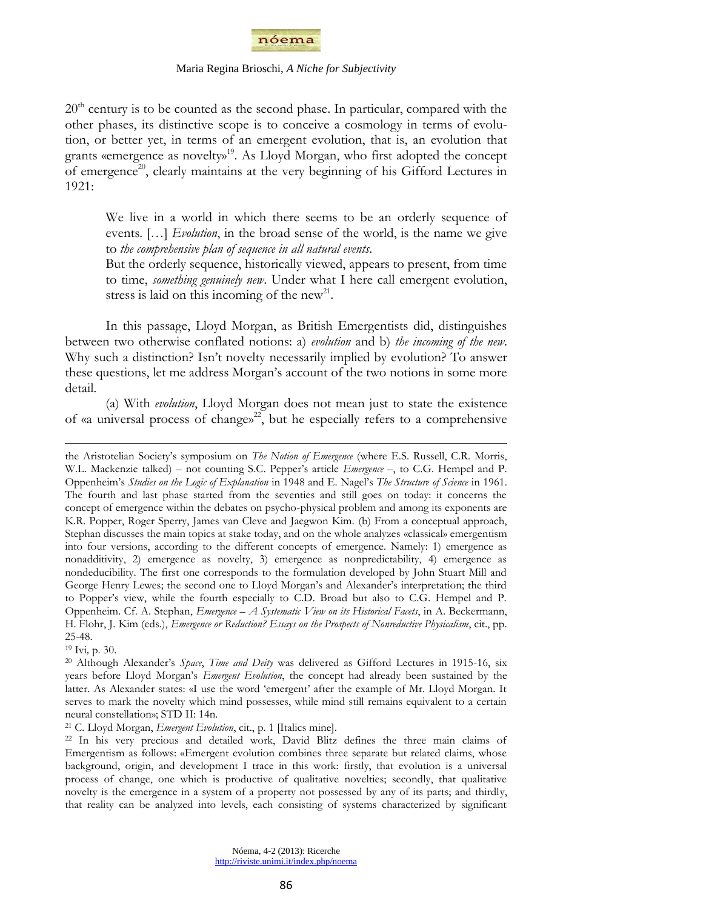20th century is to be counted as the second phase. In particular, compared with the other phases, its distinctive scope is to conceive a cosmology in terms of evolution, or better yet, in terms of an emergent evolution, that is, an evolution that grants «emergence as novelty»[19]. As Lloyd Morgan, who first adopted the concept of emergence[20], clearly maintains at the very beginning of his Gifford Lectures in 1921:

> We live in a world in which there seems to be an orderly sequence of events. […] *Evolution*, in the broad sense of the world, is the name we give to *the comprehensive plan of sequence in all natural events*.
> But the orderly sequence, historically viewed, appears to present, from time to time, *something genuinely new*. Under what I here call emergent evolution, stress is laid on this incoming of the new[21].

In this passage, Lloyd Morgan, as British Emergentists did, distinguishes between two otherwise conflated notions: a) *evolution* and b) *the incoming of the new*. Why such a distinction? Isn't novelty necessarily implied by evolution? To answer these questions, let me address Morgan's account of the two notions in some more detail.

(a) With *evolution*, Lloyd Morgan does not mean just to state the existence of «a universal process of change»[22], but he especially refers to a comprehensive

---

the Aristotelian Society's symposium on *The Notion of Emergence* (where E.S. Russell, C.R. Morris, W.L. Mackenzie talked) – not counting S.C. Pepper's article *Emergence* –, to C.G. Hempel and P. Oppenheim's *Studies on the Logic of Explanation* in 1948 and E. Nagel's *The Structure of Science* in 1961. The fourth and last phase started from the seventies and still goes on today: it concerns the concept of emergence within the debates on psycho-physical problem and among its exponents are K.R. Popper, Roger Sperry, James van Cleve and Jaegwon Kim. (b) From a conceptual approach, Stephan discusses the main topics at stake today, and on the whole analyzes «classical» emergentism into four versions, according to the different concepts of emergence. Namely: 1) emergence as nonadditivity, 2) emergence as novelty, 3) emergence as nonpredictability, 4) emergence as nondeducibility. The first one corresponds to the formulation developed by John Stuart Mill and George Henry Lewes; the second one to Lloyd Morgan's and Alexander's interpretation; the third to Popper's view, while the fourth especially to C.D. Broad but also to C.G. Hempel and P. Oppenheim. Cf. A. Stephan, *Emergence – A Systematic View on its Historical Facets*, in A. Beckermann, H. Flohr, J. Kim (eds.), *Emergence or Reduction? Essays on the Prospects of Nonreductive Physicalism*, cit., pp. 25-48.

[19] Ivi*,* p. 30.

[20] Although Alexander's *Space*, *Time and Deity* was delivered as Gifford Lectures in 1915-16, six years before Lloyd Morgan's *Emergent Evolution*, the concept had already been sustained by the latter. As Alexander states: «I use the word 'emergent' after the example of Mr. Lloyd Morgan. It serves to mark the novelty which mind possesses, while mind still remains equivalent to a certain neural constellation»; STD II: 14n.

[21] C. Lloyd Morgan, *Emergent Evolution*, cit., p. 1 [Italics mine].

[22] In his very precious and detailed work, David Blitz defines the three main claims of Emergentism as follows: «Emergent evolution combines three separate but related claims, whose background, origin, and development I trace in this work: firstly, that evolution is a universal process of change, one which is productive of qualitative novelties; secondly, that qualitative novelty is the emergence in a system of a property not possessed by any of its parts; and thirdly, that reality can be analyzed into levels, each consisting of systems characterized by significant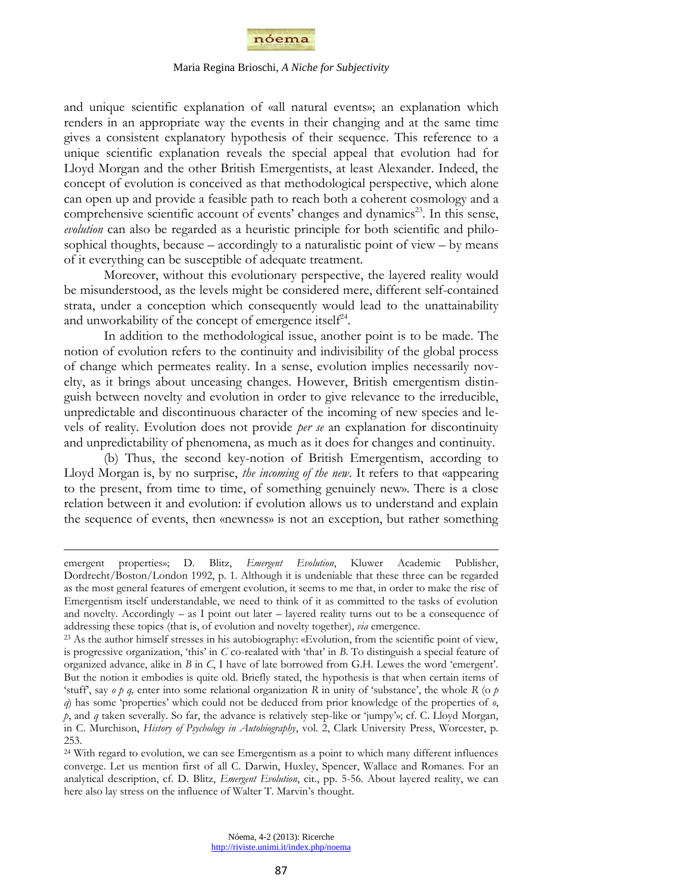and unique scientific explanation of «all natural events»; an explanation which renders in an appropriate way the events in their changing and at the same time gives a consistent explanatory hypothesis of their sequence. This reference to a unique scientific explanation reveals the special appeal that evolution had for Lloyd Morgan and the other British Emergentists, at least Alexander. Indeed, the concept of evolution is conceived as that methodological perspective, which alone can open up and provide a feasible path to reach both a coherent cosmology and a comprehensive scientific account of events' changes and dynamics[23]. In this sense, *evolution* can also be regarded as a heuristic principle for both scientific and philosophical thoughts, because – accordingly to a naturalistic point of view – by means of it everything can be susceptible of adequate treatment.

Moreover, without this evolutionary perspective, the layered reality would be misunderstood, as the levels might be considered mere, different self-contained strata, under a conception which consequently would lead to the unattainability and unworkability of the concept of emergence itself[24].

In addition to the methodological issue, another point is to be made. The notion of evolution refers to the continuity and indivisibility of the global process of change which permeates reality. In a sense, evolution implies necessarily novelty, as it brings about unceasing changes. However, British emergentism distinguish between novelty and evolution in order to give relevance to the irreducible, unpredictable and discontinuous character of the incoming of new species and levels of reality. Evolution does not provide *per se* an explanation for discontinuity and unpredictability of phenomena, as much as it does for changes and continuity.

(b) Thus, the second key-notion of British Emergentism, according to Lloyd Morgan is, by no surprise, *the incoming of the new*. It refers to that «appearing to the present, from time to time, of something genuinely new». There is a close relation between it and evolution: if evolution allows us to understand and explain the sequence of events, then «newness» is not an exception, but rather something

---

emergent properties»; D. Blitz, *Emergent Evolution*, Kluwer Academic Publisher, Dordrecht/Boston/London 1992, p. 1. Although it is undeniable that these three can be regarded as the most general features of emergent evolution, it seems to me that, in order to make the rise of Emergentism itself understandable, we need to think of it as committed to the tasks of evolution and novelty. Accordingly – as I point out later – layered reality turns out to be a consequence of addressing these topics (that is, of evolution and novelty together), *via* emergence.

[23] As the author himself stresses in his autobiography: «Evolution, from the scientific point of view, is progressive organization, 'this' in *C* co-realated with 'that' in *B*. To distinguish a special feature of organized advance, alike in *B* in *C*, I have of late borrowed from G.H. Lewes the word 'emergent'. But the notion it embodies is quite old. Briefly stated, the hypothesis is that when certain items of 'stuff', say *o p q*, enter into some relational organization *R* in unity of 'substance', the whole *R* (o *p q*) has some 'properties' which could not be deduced from prior knowledge of the properties of *o*, *p*, and *q* taken severally. So far, the advance is relatively step-like or 'jumpy'»; cf. C. Lloyd Morgan, in C. Murchison, *History of Psychology in Autobiography*, vol. 2, Clark University Press, Worcester, p. 253.

[24] With regard to evolution, we can see Emergentism as a point to which many different influences converge. Let us mention first of all C. Darwin, Huxley, Spencer, Wallace and Romanes. For an analytical description, cf. D. Blitz, *Emergent Evolution*, cit., pp. 5-56. About layered reality, we can here also lay stress on the influence of Walter T. Marvin's thought.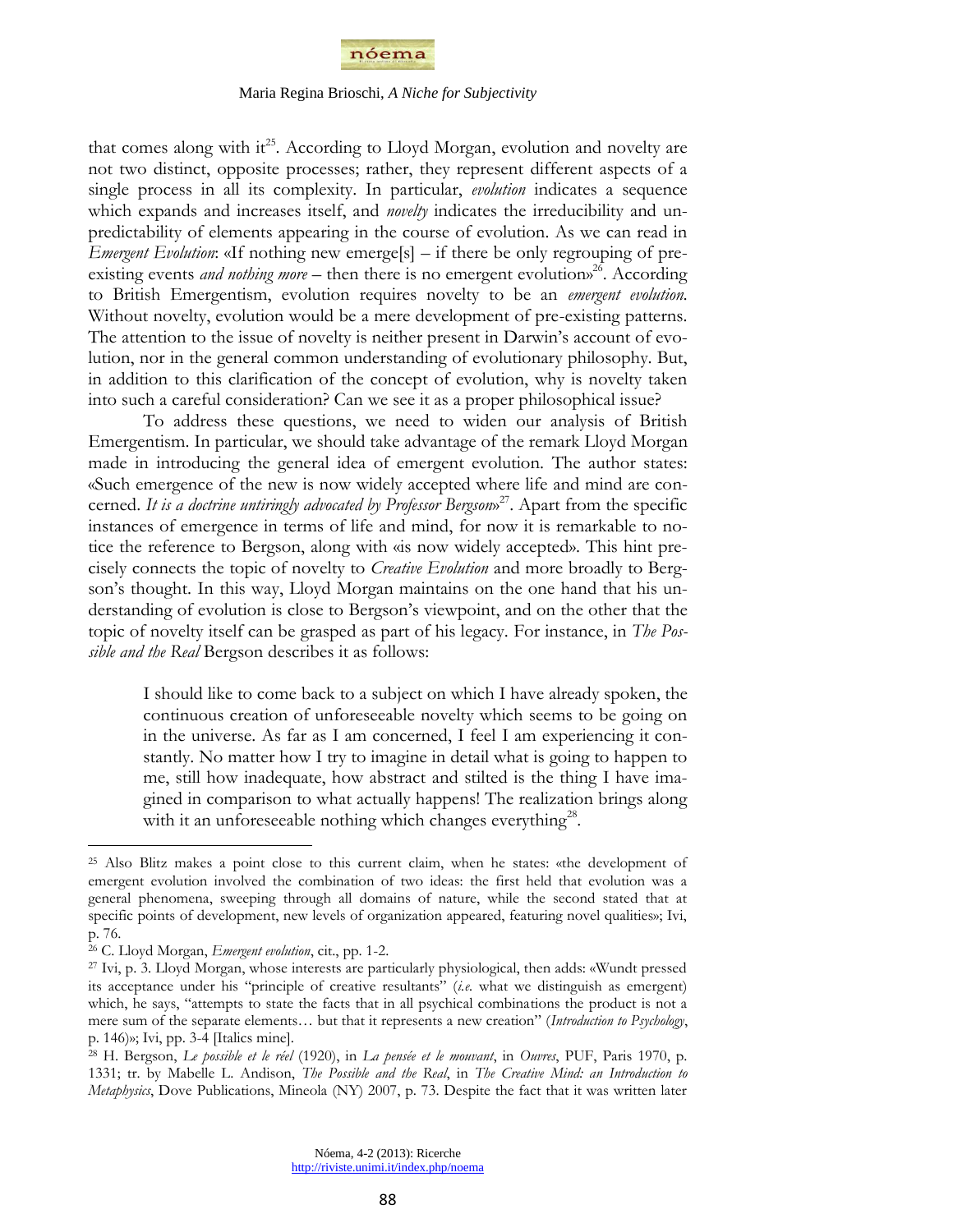that comes along with it[25]. According to Lloyd Morgan, evolution and novelty are not two distinct, opposite processes; rather, they represent different aspects of a single process in all its complexity. In particular, *evolution* indicates a sequence which expands and increases itself, and *novelty* indicates the irreducibility and unpredictability of elements appearing in the course of evolution. As we can read in *Emergent Evolution*: «If nothing new emerge[s] – if there be only regrouping of pre-existing events *and nothing more* – then there is no emergent evolution»[26]. According to British Emergentism, evolution requires novelty to be an *emergent evolution*. Without novelty, evolution would be a mere development of pre-existing patterns. The attention to the issue of novelty is neither present in Darwin's account of evolution, nor in the general common understanding of evolutionary philosophy. But, in addition to this clarification of the concept of evolution, why is novelty taken into such a careful consideration? Can we see it as a proper philosophical issue?

To address these questions, we need to widen our analysis of British Emergentism. In particular, we should take advantage of the remark Lloyd Morgan made in introducing the general idea of emergent evolution. The author states: «Such emergence of the new is now widely accepted where life and mind are concerned. *It is a doctrine untiringly advocated by Professor Bergson*»[27]. Apart from the specific instances of emergence in terms of life and mind, for now it is remarkable to notice the reference to Bergson, along with «is now widely accepted». This hint precisely connects the topic of novelty to *Creative Evolution* and more broadly to Bergson's thought. In this way, Lloyd Morgan maintains on the one hand that his understanding of evolution is close to Bergson's viewpoint, and on the other that the topic of novelty itself can be grasped as part of his legacy. For instance, in *The Possible and the Real* Bergson describes it as follows:

> I should like to come back to a subject on which I have already spoken, the continuous creation of unforeseeable novelty which seems to be going on in the universe. As far as I am concerned, I feel I am experiencing it constantly. No matter how I try to imagine in detail what is going to happen to me, still how inadequate, how abstract and stilted is the thing I have imagined in comparison to what actually happens! The realization brings along with it an unforeseeable nothing which changes everything[28].

---

[25] Also Blitz makes a point close to this current claim, when he states: «the development of emergent evolution involved the combination of two ideas: the first held that evolution was a general phenomena, sweeping through all domains of nature, while the second stated that at specific points of development, new levels of organization appeared, featuring novel qualities»; Ivi, p. 76.

[26] C. Lloyd Morgan, *Emergent evolution*, cit., pp. 1-2.

[27] Ivi, p. 3. Lloyd Morgan, whose interests are particularly physiological, then adds: «Wundt pressed its acceptance under his "principle of creative resultants" (*i.e.* what we distinguish as emergent) which, he says, "attempts to state the facts that in all psychical combinations the product is not a mere sum of the separate elements… but that it represents a new creation" (*Introduction to Psychology*, p. 146)»; Ivi, pp. 3-4 [Italics mine].

[28] H. Bergson, *Le possible et le réel* (1920), in *La pensée et le mouvant*, in *Ouvres*, PUF, Paris 1970, p. 1331; tr. by Mabelle L. Andison, *The Possible and the Real*, in *The Creative Mind: an Introduction to Metaphysics*, Dove Publications, Mineola (NY) 2007, p. 73. Despite the fact that it was written later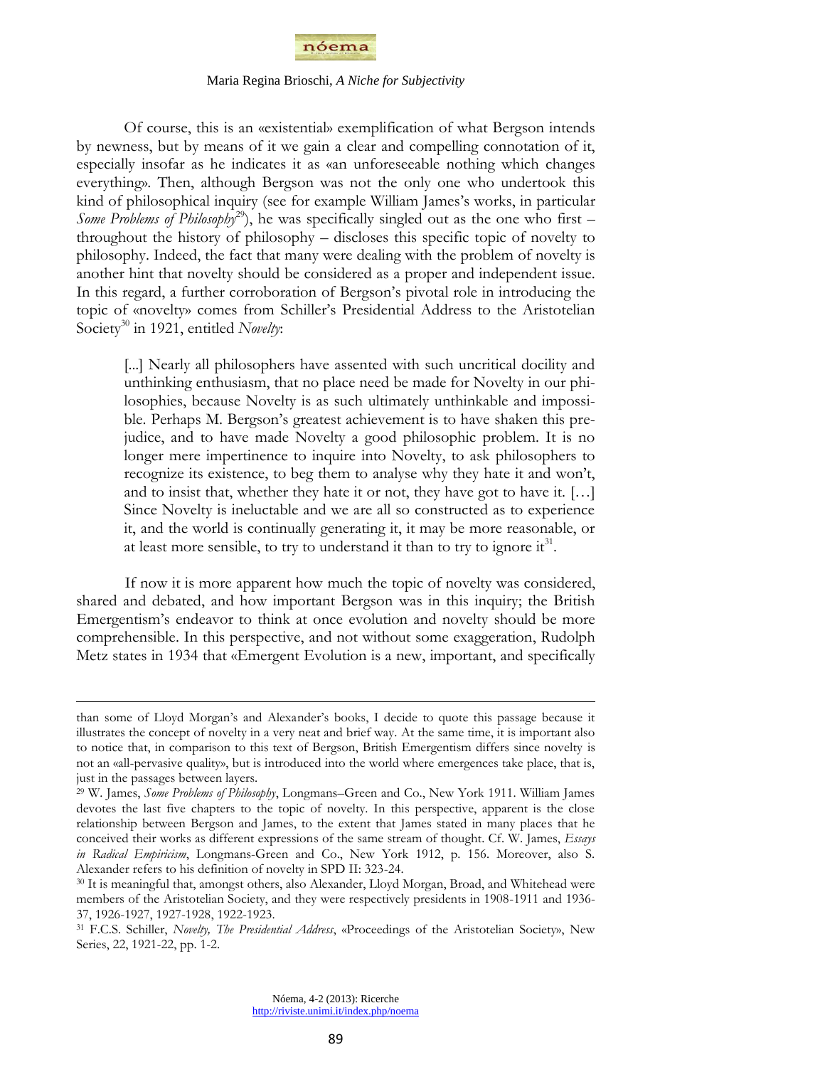Of course, this is an «existential» exemplification of what Bergson intends by newness, but by means of it we gain a clear and compelling connotation of it, especially insofar as he indicates it as «an unforeseeable nothing which changes everything». Then, although Bergson was not the only one who undertook this kind of philosophical inquiry (see for example William James's works, in particular *Some Problems of Philosophy*[29]), he was specifically singled out as the one who first – throughout the history of philosophy – discloses this specific topic of novelty to philosophy. Indeed, the fact that many were dealing with the problem of novelty is another hint that novelty should be considered as a proper and independent issue. In this regard, a further corroboration of Bergson's pivotal role in introducing the topic of «novelty» comes from Schiller's Presidential Address to the Aristotelian Society[30] in 1921, entitled *Novelty*:

> [...] Nearly all philosophers have assented with such uncritical docility and unthinking enthusiasm, that no place need be made for Novelty in our philosophies, because Novelty is as such ultimately unthinkable and impossible. Perhaps M. Bergson's greatest achievement is to have shaken this prejudice, and to have made Novelty a good philosophic problem. It is no longer mere impertinence to inquire into Novelty, to ask philosophers to recognize its existence, to beg them to analyse why they hate it and won't, and to insist that, whether they hate it or not, they have got to have it. […] Since Novelty is ineluctable and we are all so constructed as to experience it, and the world is continually generating it, it may be more reasonable, or at least more sensible, to try to understand it than to try to ignore it[31].

If now it is more apparent how much the topic of novelty was considered, shared and debated, and how important Bergson was in this inquiry; the British Emergentism's endeavor to think at once evolution and novelty should be more comprehensible. In this perspective, and not without some exaggeration, Rudolph Metz states in 1934 that «Emergent Evolution is a new, important, and specifically

---

than some of Lloyd Morgan's and Alexander's books, I decide to quote this passage because it illustrates the concept of novelty in a very neat and brief way. At the same time, it is important also to notice that, in comparison to this text of Bergson, British Emergentism differs since novelty is not an «all-pervasive quality», but is introduced into the world where emergences take place, that is, just in the passages between layers.

[29] W. James, *Some Problems of Philosophy*, Longmans–Green and Co., New York 1911. William James devotes the last five chapters to the topic of novelty. In this perspective, apparent is the close relationship between Bergson and James, to the extent that James stated in many places that he conceived their works as different expressions of the same stream of thought. Cf. W. James, *Essays in Radical Empiricism*, Longmans-Green and Co., New York 1912, p. 156. Moreover, also S. Alexander refers to his definition of novelty in SPD II: 323-24.

[30] It is meaningful that, amongst others, also Alexander, Lloyd Morgan, Broad, and Whitehead were members of the Aristotelian Society, and they were respectively presidents in 1908-1911 and 1936-37, 1926-1927, 1927-1928, 1922-1923.

[31] F.C.S. Schiller, *Novelty, The Presidential Address*, «Proceedings of the Aristotelian Society», New Series, 22, 1921-22, pp. 1-2.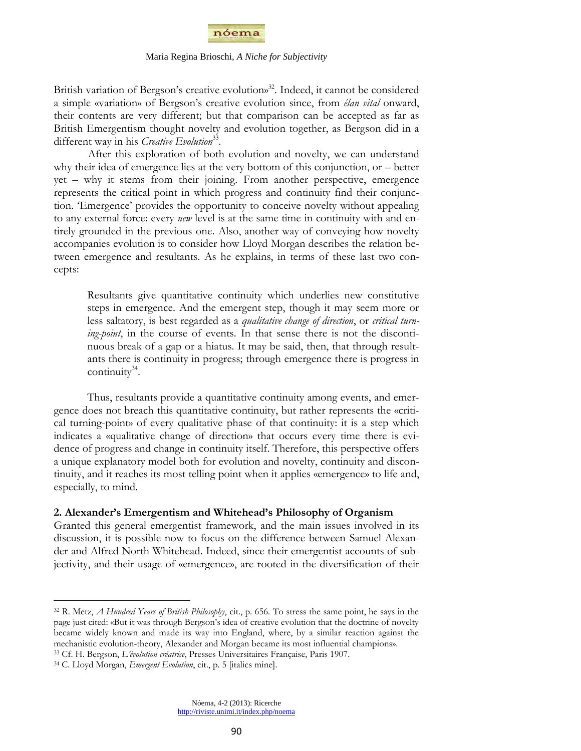British variation of Bergson's creative evolution»[32]. Indeed, it cannot be considered a simple «variation» of Bergson's creative evolution since, from *élan vital* onward, their contents are very different; but that comparison can be accepted as far as British Emergentism thought novelty and evolution together, as Bergson did in a different way in his *Creative Evolution*[33].

After this exploration of both evolution and novelty, we can understand why their idea of emergence lies at the very bottom of this conjunction, or – better yet – why it stems from their joining. From another perspective, emergence represents the critical point in which progress and continuity find their conjunction. 'Emergence' provides the opportunity to conceive novelty without appealing to any external force: every *new* level is at the same time in continuity with and entirely grounded in the previous one. Also, another way of conveying how novelty accompanies evolution is to consider how Lloyd Morgan describes the relation between emergence and resultants. As he explains, in terms of these last two concepts:

> Resultants give quantitative continuity which underlies new constitutive steps in emergence. And the emergent step, though it may seem more or less saltatory, is best regarded as a *qualitative change of direction*, or *critical turning-point*, in the course of events. In that sense there is not the discontinuous break of a gap or a hiatus. It may be said, then, that through resultants there is continuity in progress; through emergence there is progress in continuity[34].

Thus, resultants provide a quantitative continuity among events, and emergence does not breach this quantitative continuity, but rather represents the «critical turning-point» of every qualitative phase of that continuity: it is a step which indicates a «qualitative change of direction» that occurs every time there is evidence of progress and change in continuity itself. Therefore, this perspective offers a unique explanatory model both for evolution and novelty, continuity and discontinuity, and it reaches its most telling point when it applies «emergence» to life and, especially, to mind.

## 2. Alexander's Emergentism and Whitehead's Philosophy of Organism

Granted this general emergentist framework, and the main issues involved in its discussion, it is possible now to focus on the difference between Samuel Alexander and Alfred North Whitehead. Indeed, since their emergentist accounts of subjectivity, and their usage of «emergence», are rooted in the diversification of their

---

[32] R. Metz, *A Hundred Years of British Philosophy*, cit., p. 656. To stress the same point, he says in the page just cited: «But it was through Bergson's idea of creative evolution that the doctrine of novelty became widely known and made its way into England, where, by a similar reaction against the mechanistic evolution-theory, Alexander and Morgan became its most influential champions».

[33] Cf. H. Bergson, *L'évolution créatrice*, Presses Universitaires Française, Paris 1907.

[34] C. Lloyd Morgan, *Emergent Evolution*, cit., p. 5 [italics mine].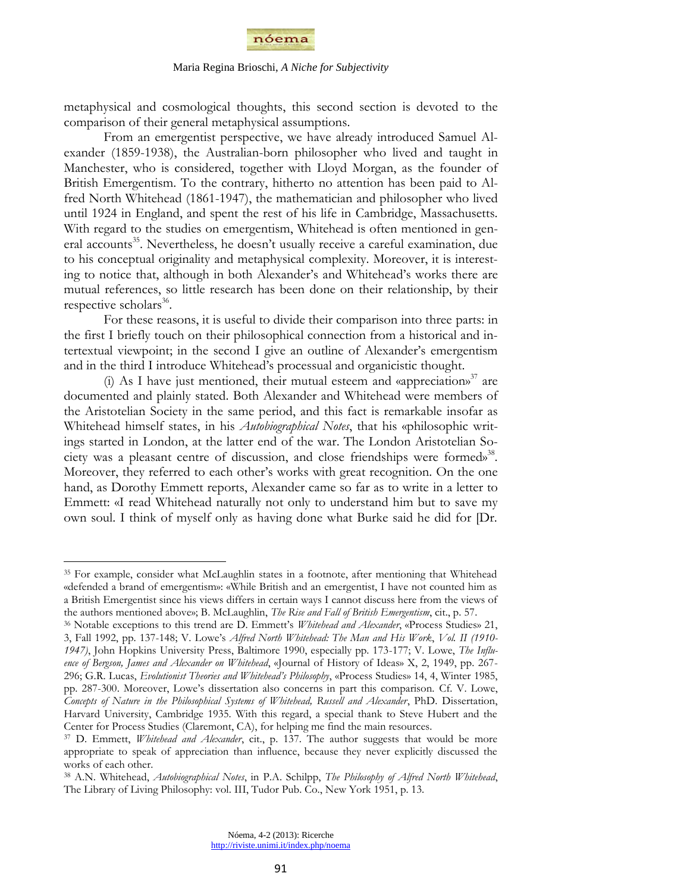metaphysical and cosmological thoughts, this second section is devoted to the comparison of their general metaphysical assumptions.

From an emergentist perspective, we have already introduced Samuel Alexander (1859-1938), the Australian-born philosopher who lived and taught in Manchester, who is considered, together with Lloyd Morgan, as the founder of British Emergentism. To the contrary, hitherto no attention has been paid to Alfred North Whitehead (1861-1947), the mathematician and philosopher who lived until 1924 in England, and spent the rest of his life in Cambridge, Massachusetts. With regard to the studies on emergentism, Whitehead is often mentioned in general accounts[35]. Nevertheless, he doesn't usually receive a careful examination, due to his conceptual originality and metaphysical complexity. Moreover, it is interesting to notice that, although in both Alexander's and Whitehead's works there are mutual references, so little research has been done on their relationship, by their respective scholars[36].

For these reasons, it is useful to divide their comparison into three parts: in the first I briefly touch on their philosophical connection from a historical and intertextual viewpoint; in the second I give an outline of Alexander's emergentism and in the third I introduce Whitehead's processual and organicistic thought.

(i) As I have just mentioned, their mutual esteem and «appreciation»[37] are documented and plainly stated. Both Alexander and Whitehead were members of the Aristotelian Society in the same period, and this fact is remarkable insofar as Whitehead himself states, in his *Autobiographical Notes*, that his «philosophic writings started in London, at the latter end of the war. The London Aristotelian Society was a pleasant centre of discussion, and close friendships were formed»[38]. Moreover, they referred to each other's works with great recognition. On the one hand, as Dorothy Emmett reports, Alexander came so far as to write in a letter to Emmett: «I read Whitehead naturally not only to understand him but to save my own soul. I think of myself only as having done what Burke said he did for [Dr.

---

[35] For example, consider what McLaughlin states in a footnote, after mentioning that Whitehead «defended a brand of emergentism»: «While British and an emergentist, I have not counted him as a British Emergentist since his views differs in certain ways I cannot discuss here from the views of the authors mentioned above»; B. McLaughlin, *The Rise and Fall of British Emergentism*, cit., p. 57.

[36] Notable exceptions to this trend are D. Emmett's *Whitehead and Alexander*, «Process Studies» 21, 3, Fall 1992, pp. 137-148; V. Lowe's *Alfred North Whitehead: The Man and His Work*, *Vol. II (1910-1947)*, John Hopkins University Press, Baltimore 1990, especially pp. 173-177; V. Lowe, *The Influence of Bergson, James and Alexander on Whitehead*, «Journal of History of Ideas» X, 2, 1949, pp. 267-296; G.R. Lucas, *Evolutionist Theories and Whitehead's Philosophy*, «Process Studies» 14, 4, Winter 1985, pp. 287-300. Moreover, Lowe's dissertation also concerns in part this comparison. Cf. V. Lowe, *Concepts of Nature in the Philosophical Systems of Whitehead, Russell and Alexander*, PhD. Dissertation, Harvard University, Cambridge 1935. With this regard, a special thank to Steve Hubert and the Center for Process Studies (Claremont, CA), for helping me find the main resources.

[37] D. Emmett, *Whitehead and Alexander*, cit., p. 137. The author suggests that would be more appropriate to speak of appreciation than influence, because they never explicitly discussed the works of each other.

[38] A.N. Whitehead, *Autobiographical Notes*, in P.A. Schilpp, *The Philosophy of Alfred North Whitehead*, The Library of Living Philosophy: vol. III, Tudor Pub. Co., New York 1951, p. 13.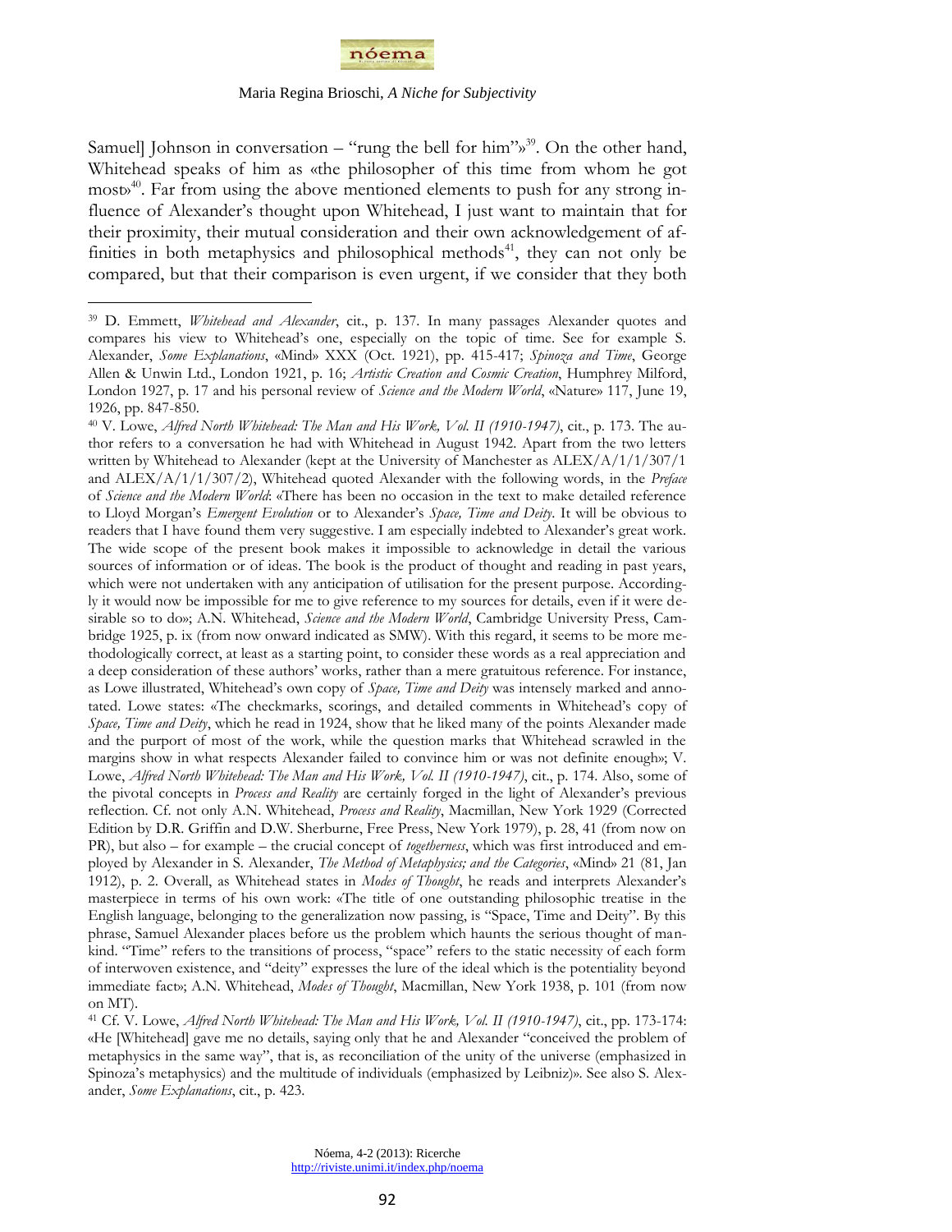Samuel] Johnson in conversation – "rung the bell for him"»[39]. On the other hand, Whitehead speaks of him as «the philosopher of this time from whom he got most»[40]. Far from using the above mentioned elements to push for any strong influence of Alexander's thought upon Whitehead, I just want to maintain that for their proximity, their mutual consideration and their own acknowledgement of affinities in both metaphysics and philosophical methods[41], they can not only be compared, but that their comparison is even urgent, if we consider that they both

---

[39] D. Emmett, *Whitehead and Alexander*, cit., p. 137. In many passages Alexander quotes and compares his view to Whitehead's one, especially on the topic of time. See for example S. Alexander, *Some Explanations*, «Mind» XXX (Oct. 1921), pp. 415-417; *Spinoza and Time*, George Allen & Unwin Ltd., London 1921, p. 16; *Artistic Creation and Cosmic Creation*, Humphrey Milford, London 1927, p. 17 and his personal review of *Science and the Modern World*, «Nature» 117, June 19, 1926, pp. 847-850.

[40] V. Lowe, *Alfred North Whitehead: The Man and His Work, Vol. II (1910-1947)*, cit., p. 173. The author refers to a conversation he had with Whitehead in August 1942. Apart from the two letters written by Whitehead to Alexander (kept at the University of Manchester as ALEX/A/1/1/307/1 and ALEX/A/1/1/307/2), Whitehead quoted Alexander with the following words, in the *Preface* of *Science and the Modern World*: «There has been no occasion in the text to make detailed reference to Lloyd Morgan's *Emergent Evolution* or to Alexander's *Space, Time and Deity*. It will be obvious to readers that I have found them very suggestive. I am especially indebted to Alexander's great work. The wide scope of the present book makes it impossible to acknowledge in detail the various sources of information or of ideas. The book is the product of thought and reading in past years, which were not undertaken with any anticipation of utilisation for the present purpose. Accordingly it would now be impossible for me to give reference to my sources for details, even if it were desirable so to do»; A.N. Whitehead, *Science and the Modern World*, Cambridge University Press, Cambridge 1925, p. ix (from now onward indicated as SMW). With this regard, it seems to be more methodologically correct, at least as a starting point, to consider these words as a real appreciation and a deep consideration of these authors' works, rather than a mere gratuitous reference. For instance, as Lowe illustrated, Whitehead's own copy of *Space, Time and Deity* was intensely marked and annotated. Lowe states: «The checkmarks, scorings, and detailed comments in Whitehead's copy of *Space, Time and Deity*, which he read in 1924, show that he liked many of the points Alexander made and the purport of most of the work, while the question marks that Whitehead scrawled in the margins show in what respects Alexander failed to convince him or was not definite enough»; V. Lowe, *Alfred North Whitehead: The Man and His Work, Vol. II (1910-1947)*, cit., p. 174. Also, some of the pivotal concepts in *Process and Reality* are certainly forged in the light of Alexander's previous reflection. Cf. not only A.N. Whitehead, *Process and Reality*, Macmillan, New York 1929 (Corrected Edition by D.R. Griffin and D.W. Sherburne, Free Press, New York 1979), p. 28, 41 (from now on PR), but also – for example – the crucial concept of *togetherness*, which was first introduced and employed by Alexander in S. Alexander, *The Method of Metaphysics; and the Categories*, «Mind» 21 (81, Jan 1912), p. 2. Overall, as Whitehead states in *Modes of Thought*, he reads and interprets Alexander's masterpiece in terms of his own work: «The title of one outstanding philosophic treatise in the English language, belonging to the generalization now passing, is "Space, Time and Deity". By this phrase, Samuel Alexander places before us the problem which haunts the serious thought of mankind. "Time" refers to the transitions of process, "space" refers to the static necessity of each form of interwoven existence, and "deity" expresses the lure of the ideal which is the potentiality beyond immediate fact»; A.N. Whitehead, *Modes of Thought*, Macmillan, New York 1938, p. 101 (from now on MT).

[41] Cf. V. Lowe, *Alfred North Whitehead: The Man and His Work, Vol. II (1910-1947)*, cit., pp. 173-174: «He [Whitehead] gave me no details, saying only that he and Alexander "conceived the problem of metaphysics in the same way", that is, as reconciliation of the unity of the universe (emphasized in Spinoza's metaphysics) and the multitude of individuals (emphasized by Leibniz)». See also S. Alexander, *Some Explanations*, cit., p. 423.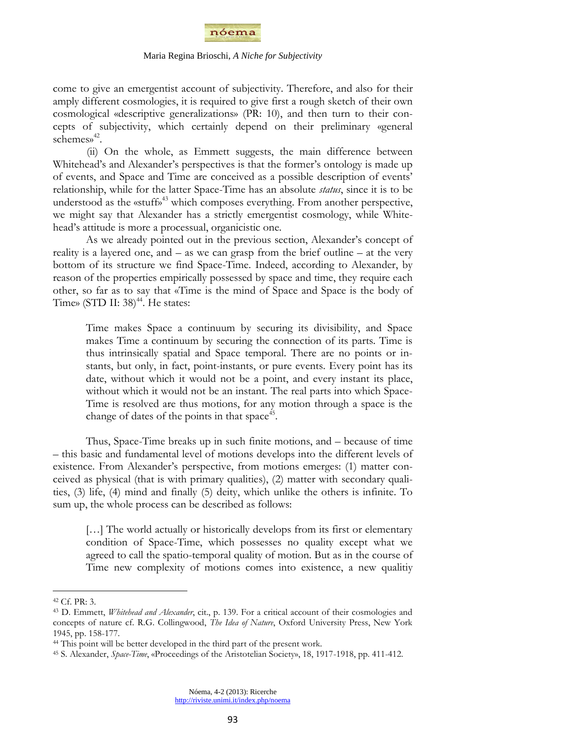come to give an emergentist account of subjectivity. Therefore, and also for their amply different cosmologies, it is required to give first a rough sketch of their own cosmological «descriptive generalizations» (PR: 10), and then turn to their concepts of subjectivity, which certainly depend on their preliminary «general schemes»[42].

(ii) On the whole, as Emmett suggests, the main difference between Whitehead's and Alexander's perspectives is that the former's ontology is made up of events, and Space and Time are conceived as a possible description of events' relationship, while for the latter Space-Time has an absolute *status*, since it is to be understood as the «stuff»[43] which composes everything. From another perspective, we might say that Alexander has a strictly emergentist cosmology, while Whitehead's attitude is more a processual, organicistic one.

As we already pointed out in the previous section, Alexander's concept of reality is a layered one, and – as we can grasp from the brief outline – at the very bottom of its structure we find Space-Time. Indeed, according to Alexander, by reason of the properties empirically possessed by space and time, they require each other, so far as to say that «Time is the mind of Space and Space is the body of Time» (STD II: 38)[44]. He states:

> Time makes Space a continuum by securing its divisibility, and Space makes Time a continuum by securing the connection of its parts. Time is thus intrinsically spatial and Space temporal. There are no points or instants, but only, in fact, point-instants, or pure events. Every point has its date, without which it would not be a point, and every instant its place, without which it would not be an instant. The real parts into which Space-Time is resolved are thus motions, for any motion through a space is the change of dates of the points in that space[45].

Thus, Space-Time breaks up in such finite motions, and – because of time – this basic and fundamental level of motions develops into the different levels of existence. From Alexander's perspective, from motions emerges: (1) matter conceived as physical (that is with primary qualities), (2) matter with secondary qualities, (3) life, (4) mind and finally (5) deity, which unlike the others is infinite. To sum up, the whole process can be described as follows:

> […] The world actually or historically develops from its first or elementary condition of Space-Time, which possesses no quality except what we agreed to call the spatio-temporal quality of motion. But as in the course of Time new complexity of motions comes into existence, a new qualitiy

---

[42] Cf. PR: 3.

[43] D. Emmett, *Whitehead and Alexander*, cit., p. 139. For a critical account of their cosmologies and concepts of nature cf. R.G. Collingwood, *The Idea of Nature*, Oxford University Press, New York 1945, pp. 158-177.

[44] This point will be better developed in the third part of the present work.

[45] S. Alexander, *Space-Time*, «Proceedings of the Aristotelian Society», 18, 1917-1918, pp. 411-412.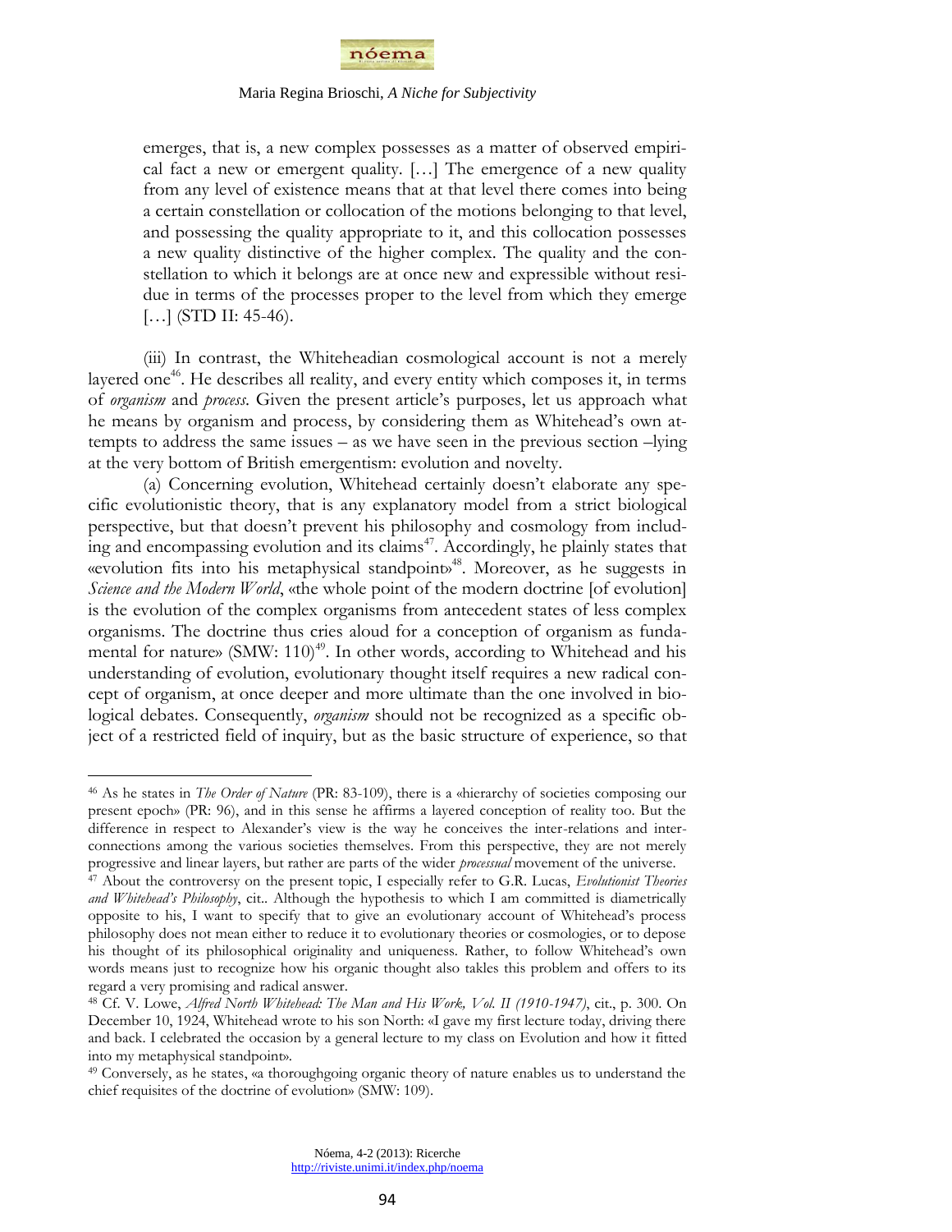emerges, that is, a new complex possesses as a matter of observed empirical fact a new or emergent quality. […] The emergence of a new quality from any level of existence means that at that level there comes into being a certain constellation or collocation of the motions belonging to that level, and possessing the quality appropriate to it, and this collocation possesses a new quality distinctive of the higher complex. The quality and the constellation to which it belongs are at once new and expressible without residue in terms of the processes proper to the level from which they emerge […] (STD II: 45-46).

(iii) In contrast, the Whiteheadian cosmological account is not a merely layered one[46]. He describes all reality, and every entity which composes it, in terms of *organism* and *process*. Given the present article's purposes, let us approach what he means by organism and process, by considering them as Whitehead's own attempts to address the same issues – as we have seen in the previous section –lying at the very bottom of British emergentism: evolution and novelty.

(a) Concerning evolution, Whitehead certainly doesn't elaborate any specific evolutionistic theory, that is any explanatory model from a strict biological perspective, but that doesn't prevent his philosophy and cosmology from including and encompassing evolution and its claims[47]. Accordingly, he plainly states that «evolution fits into his metaphysical standpoint»[48]. Moreover, as he suggests in *Science and the Modern World*, «the whole point of the modern doctrine [of evolution] is the evolution of the complex organisms from antecedent states of less complex organisms. The doctrine thus cries aloud for a conception of organism as fundamental for nature» (SMW: 110)[49]. In other words, according to Whitehead and his understanding of evolution, evolutionary thought itself requires a new radical concept of organism, at once deeper and more ultimate than the one involved in biological debates. Consequently, *organism* should not be recognized as a specific object of a restricted field of inquiry, but as the basic structure of experience, so that

---

[46] As he states in *The Order of Nature* (PR: 83-109), there is a «hierarchy of societies composing our present epoch» (PR: 96), and in this sense he affirms a layered conception of reality too. But the difference in respect to Alexander's view is the way he conceives the inter-relations and inter-connections among the various societies themselves. From this perspective, they are not merely progressive and linear layers, but rather are parts of the wider *processual* movement of the universe.

[47] About the controversy on the present topic, I especially refer to G.R. Lucas, *Evolutionist Theories and Whitehead's Philosophy*, cit.. Although the hypothesis to which I am committed is diametrically opposite to his, I want to specify that to give an evolutionary account of Whitehead's process philosophy does not mean either to reduce it to evolutionary theories or cosmologies, or to depose his thought of its philosophical originality and uniqueness. Rather, to follow Whitehead's own words means just to recognize how his organic thought also takles this problem and offers to its regard a very promising and radical answer.

[48] Cf. V. Lowe, *Alfred North Whitehead: The Man and His Work, Vol. II (1910-1947)*, cit., p. 300. On December 10, 1924, Whitehead wrote to his son North: «I gave my first lecture today, driving there and back. I celebrated the occasion by a general lecture to my class on Evolution and how it fitted into my metaphysical standpoint».

[49] Conversely, as he states, «a thoroughgoing organic theory of nature enables us to understand the chief requisites of the doctrine of evolution» (SMW: 109).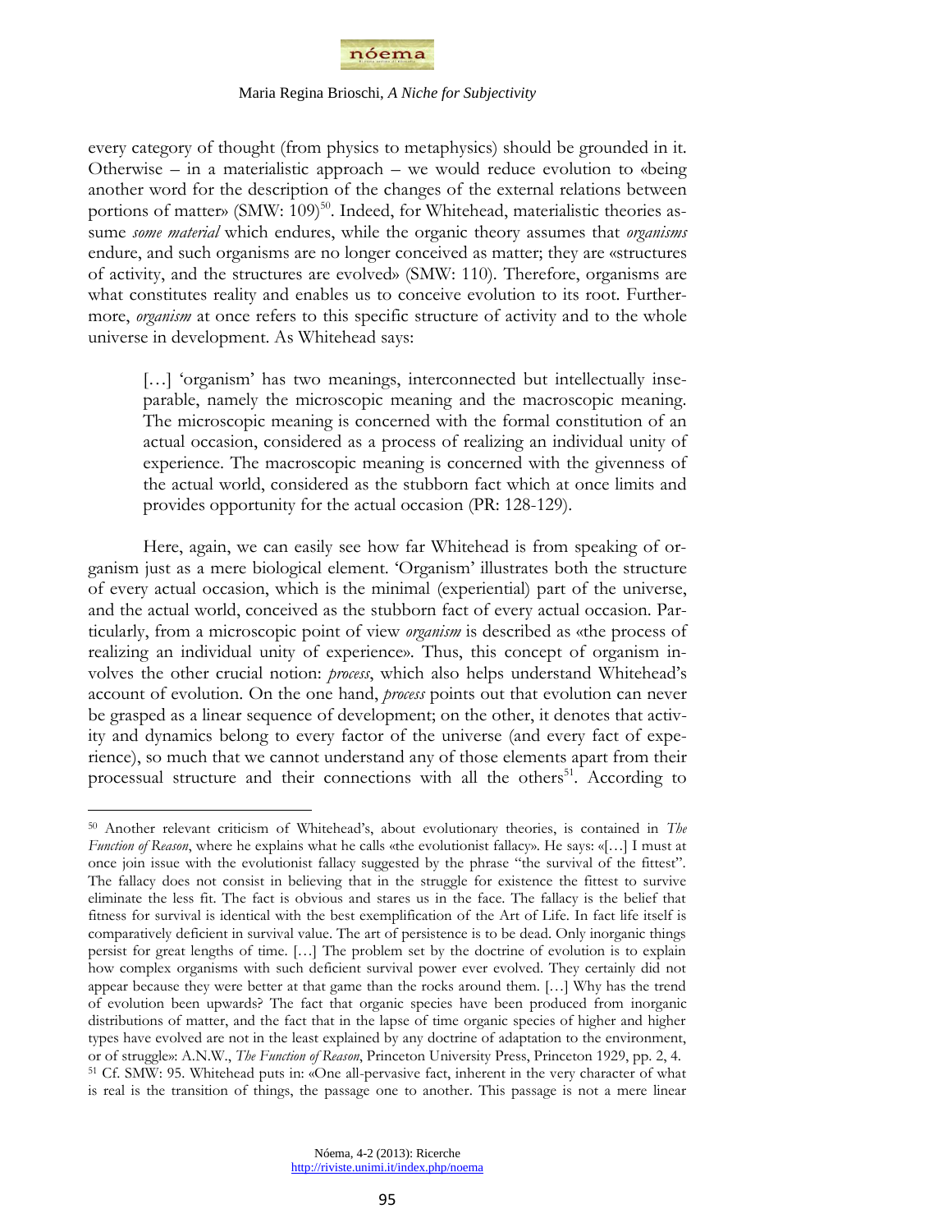every category of thought (from physics to metaphysics) should be grounded in it. Otherwise – in a materialistic approach – we would reduce evolution to «being another word for the description of the changes of the external relations between portions of matter» (SMW: 109)[50]. Indeed, for Whitehead, materialistic theories assume *some material* which endures, while the organic theory assumes that *organisms* endure, and such organisms are no longer conceived as matter; they are «structures of activity, and the structures are evolved» (SMW: 110). Therefore, organisms are what constitutes reality and enables us to conceive evolution to its root. Furthermore, *organism* at once refers to this specific structure of activity and to the whole universe in development. As Whitehead says:

> […] 'organism' has two meanings, interconnected but intellectually inseparable, namely the microscopic meaning and the macroscopic meaning. The microscopic meaning is concerned with the formal constitution of an actual occasion, considered as a process of realizing an individual unity of experience. The macroscopic meaning is concerned with the givenness of the actual world, considered as the stubborn fact which at once limits and provides opportunity for the actual occasion (PR: 128-129).

Here, again, we can easily see how far Whitehead is from speaking of organism just as a mere biological element. 'Organism' illustrates both the structure of every actual occasion, which is the minimal (experiential) part of the universe, and the actual world, conceived as the stubborn fact of every actual occasion. Particularly, from a microscopic point of view *organism* is described as «the process of realizing an individual unity of experience». Thus, this concept of organism involves the other crucial notion: *process*, which also helps understand Whitehead's account of evolution. On the one hand, *process* points out that evolution can never be grasped as a linear sequence of development; on the other, it denotes that activity and dynamics belong to every factor of the universe (and every fact of experience), so much that we cannot understand any of those elements apart from their processual structure and their connections with all the others[51]. According to

---

[50] Another relevant criticism of Whitehead's, about evolutionary theories, is contained in *The Function of Reason*, where he explains what he calls «the evolutionist fallacy». He says: «[…] I must at once join issue with the evolutionist fallacy suggested by the phrase "the survival of the fittest". The fallacy does not consist in believing that in the struggle for existence the fittest to survive eliminate the less fit. The fact is obvious and stares us in the face. The fallacy is the belief that fitness for survival is identical with the best exemplification of the Art of Life. In fact life itself is comparatively deficient in survival value. The art of persistence is to be dead. Only inorganic things persist for great lengths of time. […] The problem set by the doctrine of evolution is to explain how complex organisms with such deficient survival power ever evolved. They certainly did not appear because they were better at that game than the rocks around them. […] Why has the trend of evolution been upwards? The fact that organic species have been produced from inorganic distributions of matter, and the fact that in the lapse of time organic species of higher and higher types have evolved are not in the least explained by any doctrine of adaptation to the environment, or of struggle»: A.N.W., *The Function of Reason*, Princeton University Press, Princeton 1929, pp. 2, 4.

[51] Cf. SMW: 95. Whitehead puts in: «One all-pervasive fact, inherent in the very character of what is real is the transition of things, the passage one to another. This passage is not a mere linear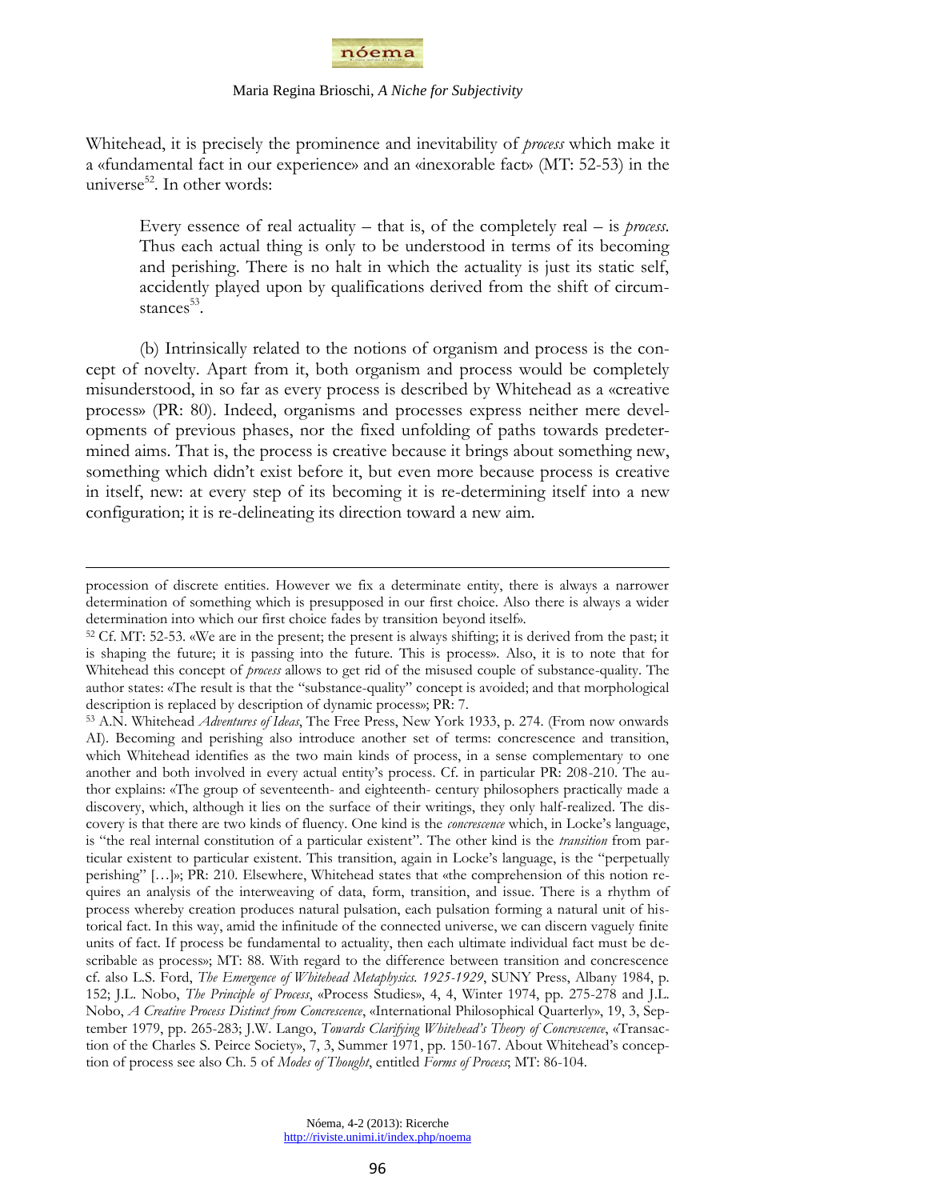Whitehead, it is precisely the prominence and inevitability of *process* which make it a «fundamental fact in our experience» and an «inexorable fact» (MT: 52-53) in the universe[52]. In other words:

> Every essence of real actuality – that is, of the completely real – is *process*. Thus each actual thing is only to be understood in terms of its becoming and perishing. There is no halt in which the actuality is just its static self, accidently played upon by qualifications derived from the shift of circumstances[53].

(b) Intrinsically related to the notions of organism and process is the concept of novelty. Apart from it, both organism and process would be completely misunderstood, in so far as every process is described by Whitehead as a «creative process» (PR: 80). Indeed, organisms and processes express neither mere developments of previous phases, nor the fixed unfolding of paths towards predetermined aims. That is, the process is creative because it brings about something new, something which didn't exist before it, but even more because process is creative in itself, new: at every step of its becoming it is re-determining itself into a new configuration; it is re-delineating its direction toward a new aim.

---

procession of discrete entities. However we fix a determinate entity, there is always a narrower determination of something which is presupposed in our first choice. Also there is always a wider determination into which our first choice fades by transition beyond itself».

52 Cf. MT: 52-53. «We are in the present; the present is always shifting; it is derived from the past; it is shaping the future; it is passing into the future. This is process». Also, it is to note that for Whitehead this concept of *process* allows to get rid of the misused couple of substance-quality. The author states: «The result is that the "substance-quality" concept is avoided; and that morphological description is replaced by description of dynamic process»; PR: 7.

53 A.N. Whitehead *Adventures of Ideas*, The Free Press, New York 1933, p. 274. (From now onwards AI). Becoming and perishing also introduce another set of terms: concrescence and transition, which Whitehead identifies as the two main kinds of process, in a sense complementary to one another and both involved in every actual entity's process. Cf. in particular PR: 208-210. The author explains: «The group of seventeenth- and eighteenth- century philosophers practically made a discovery, which, although it lies on the surface of their writings, they only half-realized. The discovery is that there are two kinds of fluency. One kind is the *concrescence* which, in Locke's language, is "the real internal constitution of a particular existent". The other kind is the *transition* from particular existent to particular existent. This transition, again in Locke's language, is the "perpetually perishing" […]»; PR: 210. Elsewhere, Whitehead states that «the comprehension of this notion requires an analysis of the interweaving of data, form, transition, and issue. There is a rhythm of process whereby creation produces natural pulsation, each pulsation forming a natural unit of historical fact. In this way, amid the infinitude of the connected universe, we can discern vaguely finite units of fact. If process be fundamental to actuality, then each ultimate individual fact must be describable as process»; MT: 88. With regard to the difference between transition and concrescence cf. also L.S. Ford, *The Emergence of Whitehead Metaphysics. 1925-1929*, SUNY Press, Albany 1984, p. 152; J.L. Nobo, *The Principle of Process*, «Process Studies», 4, 4, Winter 1974, pp. 275-278 and J.L. Nobo, *A Creative Process Distinct from Concrescence*, «International Philosophical Quarterly», 19, 3, September 1979, pp. 265-283; J.W. Lango, *Towards Clarifying Whitehead's Theory of Concrescence*, «Transaction of the Charles S. Peirce Society», 7, 3, Summer 1971, pp. 150-167. About Whitehead's conception of process see also Ch. 5 of *Modes of Thought*, entitled *Forms of Process*; MT: 86-104.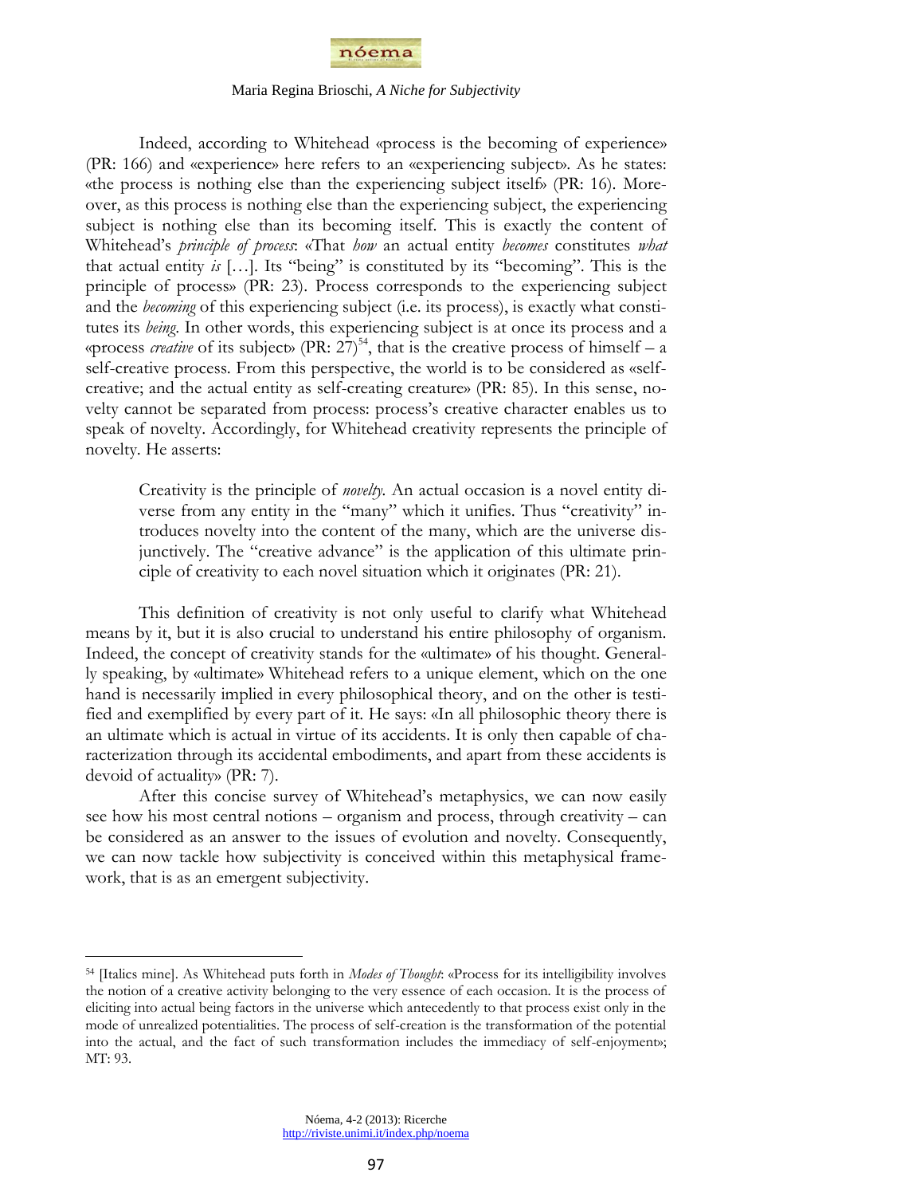Indeed, according to Whitehead «process is the becoming of experience» (PR: 166) and «experience» here refers to an «experiencing subject». As he states: «the process is nothing else than the experiencing subject itself» (PR: 16). Moreover, as this process is nothing else than the experiencing subject, the experiencing subject is nothing else than its becoming itself. This is exactly the content of Whitehead's *principle of process*: «That *how* an actual entity *becomes* constitutes *what* that actual entity *is* […]. Its "being" is constituted by its "becoming". This is the principle of process» (PR: 23). Process corresponds to the experiencing subject and the *becoming* of this experiencing subject (i.e. its process), is exactly what constitutes its *being*. In other words, this experiencing subject is at once its process and a «process *creative* of its subject» (PR: 27)[54], that is the creative process of himself – a self-creative process. From this perspective, the world is to be considered as «self-creative; and the actual entity as self-creating creature» (PR: 85). In this sense, novelty cannot be separated from process: process's creative character enables us to speak of novelty. Accordingly, for Whitehead creativity represents the principle of novelty. He asserts:

> Creativity is the principle of *novelty*. An actual occasion is a novel entity diverse from any entity in the "many" which it unifies. Thus "creativity" introduces novelty into the content of the many, which are the universe disjunctively. The "creative advance" is the application of this ultimate principle of creativity to each novel situation which it originates (PR: 21).

This definition of creativity is not only useful to clarify what Whitehead means by it, but it is also crucial to understand his entire philosophy of organism. Indeed, the concept of creativity stands for the «ultimate» of his thought. Generally speaking, by «ultimate» Whitehead refers to a unique element, which on the one hand is necessarily implied in every philosophical theory, and on the other is testified and exemplified by every part of it. He says: «In all philosophic theory there is an ultimate which is actual in virtue of its accidents. It is only then capable of characterization through its accidental embodiments, and apart from these accidents is devoid of actuality» (PR: 7).

After this concise survey of Whitehead's metaphysics, we can now easily see how his most central notions – organism and process, through creativity – can be considered as an answer to the issues of evolution and novelty. Consequently, we can now tackle how subjectivity is conceived within this metaphysical framework, that is as an emergent subjectivity.

---

[54] [Italics mine]. As Whitehead puts forth in *Modes of Thought*: «Process for its intelligibility involves the notion of a creative activity belonging to the very essence of each occasion. It is the process of eliciting into actual being factors in the universe which antecedently to that process exist only in the mode of unrealized potentialities. The process of self-creation is the transformation of the potential into the actual, and the fact of such transformation includes the immediacy of self-enjoyment»; MT: 93.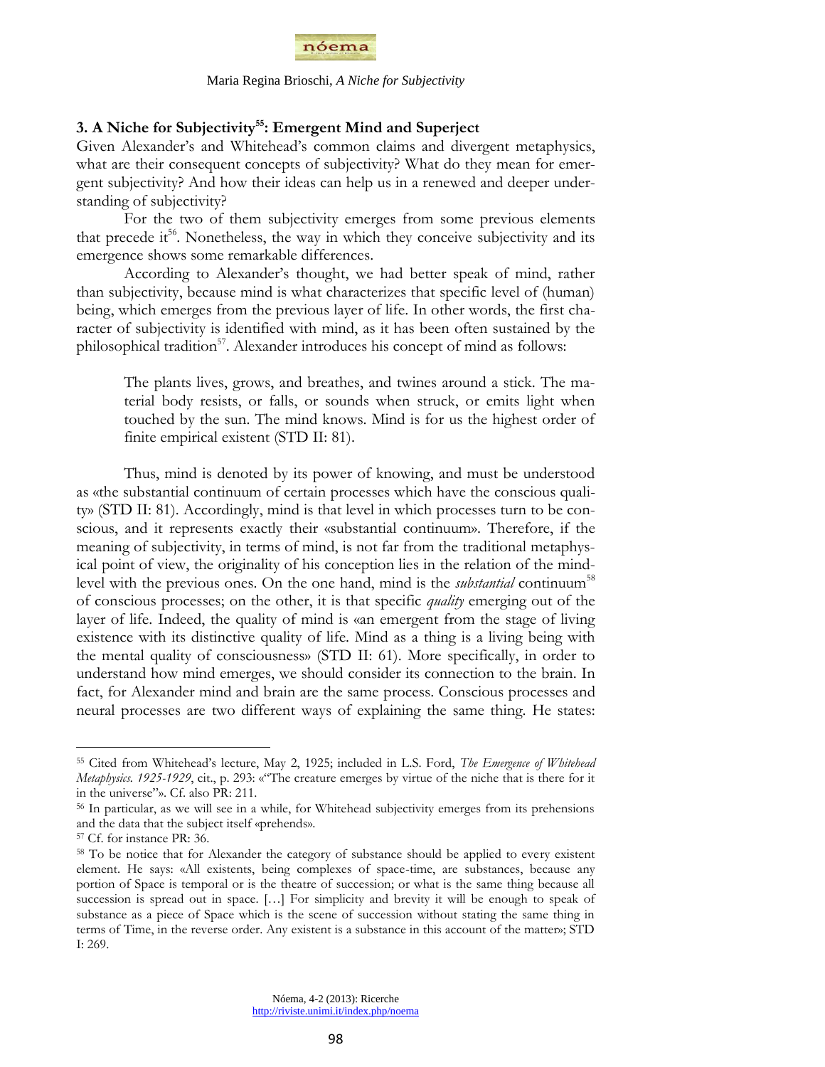### 3. A Niche for Subjectivity[55]: Emergent Mind and Superject

Given Alexander's and Whitehead's common claims and divergent metaphysics, what are their consequent concepts of subjectivity? What do they mean for emergent subjectivity? And how their ideas can help us in a renewed and deeper understanding of subjectivity?

For the two of them subjectivity emerges from some previous elements that precede it[56]. Nonetheless, the way in which they conceive subjectivity and its emergence shows some remarkable differences.

According to Alexander's thought, we had better speak of mind, rather than subjectivity, because mind is what characterizes that specific level of (human) being, which emerges from the previous layer of life. In other words, the first character of subjectivity is identified with mind, as it has been often sustained by the philosophical tradition[57]. Alexander introduces his concept of mind as follows:

> The plants lives, grows, and breathes, and twines around a stick. The material body resists, or falls, or sounds when struck, or emits light when touched by the sun. The mind knows. Mind is for us the highest order of finite empirical existent (STD II: 81).

Thus, mind is denoted by its power of knowing, and must be understood as «the substantial continuum of certain processes which have the conscious quality» (STD II: 81). Accordingly, mind is that level in which processes turn to be conscious, and it represents exactly their «substantial continuum». Therefore, if the meaning of subjectivity, in terms of mind, is not far from the traditional metaphysical point of view, the originality of his conception lies in the relation of the mind-level with the previous ones. On the one hand, mind is the *substantial* continuum[58] of conscious processes; on the other, it is that specific *quality* emerging out of the layer of life. Indeed, the quality of mind is «an emergent from the stage of living existence with its distinctive quality of life. Mind as a thing is a living being with the mental quality of consciousness» (STD II: 61). More specifically, in order to understand how mind emerges, we should consider its connection to the brain. In fact, for Alexander mind and brain are the same process. Conscious processes and neural processes are two different ways of explaining the same thing. He states:

---

[55] Cited from Whitehead's lecture, May 2, 1925; included in L.S. Ford, *The Emergence of Whitehead Metaphysics. 1925-1929*, cit., p. 293: «"The creature emerges by virtue of the niche that is there for it in the universe"». Cf. also PR: 211.

[56] In particular, as we will see in a while, for Whitehead subjectivity emerges from its prehensions and the data that the subject itself «prehends».

[57] Cf. for instance PR: 36.

[58] To be notice that for Alexander the category of substance should be applied to every existent element. He says: «All existents, being complexes of space-time, are substances, because any portion of Space is temporal or is the theatre of succession; or what is the same thing because all succession is spread out in space. […] For simplicity and brevity it will be enough to speak of substance as a piece of Space which is the scene of succession without stating the same thing in terms of Time, in the reverse order. Any existent is a substance in this account of the matter»; STD I: 269.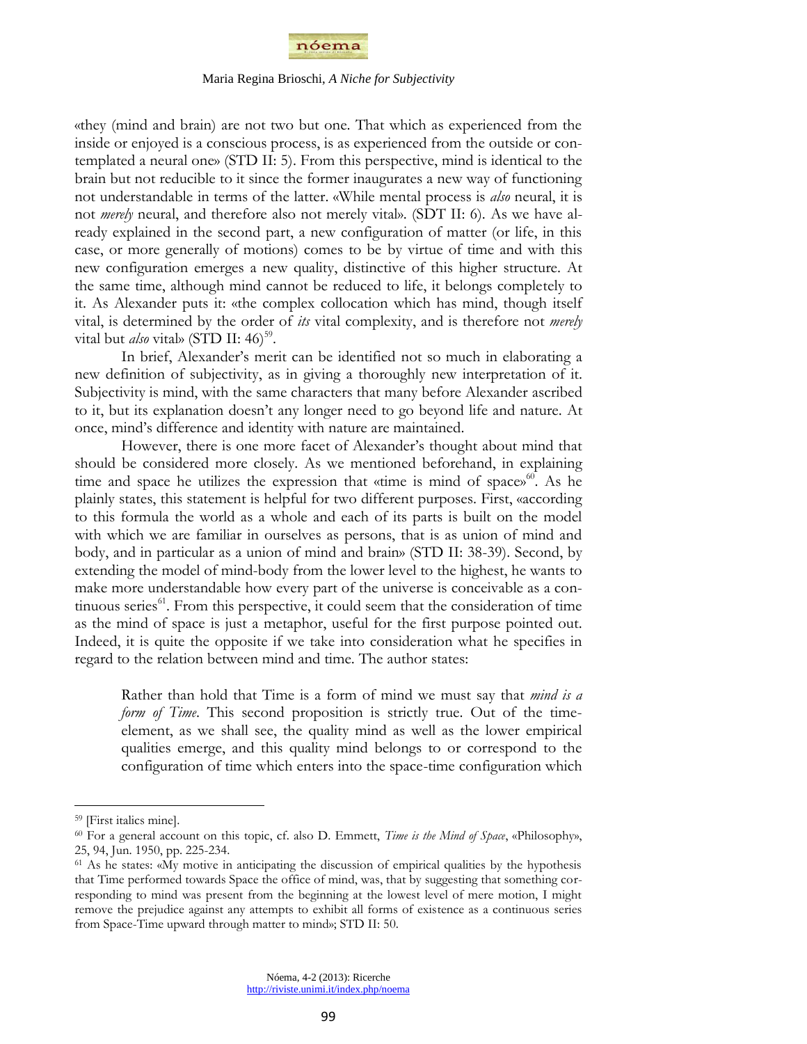«they (mind and brain) are not two but one. That which as experienced from the inside or enjoyed is a conscious process, is as experienced from the outside or contemplated a neural one» (STD II: 5). From this perspective, mind is identical to the brain but not reducible to it since the former inaugurates a new way of functioning not understandable in terms of the latter. «While mental process is *also* neural, it is not *merely* neural, and therefore also not merely vital». (SDT II: 6). As we have already explained in the second part, a new configuration of matter (or life, in this case, or more generally of motions) comes to be by virtue of time and with this new configuration emerges a new quality, distinctive of this higher structure. At the same time, although mind cannot be reduced to life, it belongs completely to it. As Alexander puts it: «the complex collocation which has mind, though itself vital, is determined by the order of *its* vital complexity, and is therefore not *merely* vital but *also* vital» (STD II: 46)[59].

In brief, Alexander's merit can be identified not so much in elaborating a new definition of subjectivity, as in giving a thoroughly new interpretation of it. Subjectivity is mind, with the same characters that many before Alexander ascribed to it, but its explanation doesn't any longer need to go beyond life and nature. At once, mind's difference and identity with nature are maintained.

However, there is one more facet of Alexander's thought about mind that should be considered more closely. As we mentioned beforehand, in explaining time and space he utilizes the expression that «time is mind of space»[60]. As he plainly states, this statement is helpful for two different purposes. First, «according to this formula the world as a whole and each of its parts is built on the model with which we are familiar in ourselves as persons, that is as union of mind and body, and in particular as a union of mind and brain» (STD II: 38-39). Second, by extending the model of mind-body from the lower level to the highest, he wants to make more understandable how every part of the universe is conceivable as a continuous series[61]. From this perspective, it could seem that the consideration of time as the mind of space is just a metaphor, useful for the first purpose pointed out. Indeed, it is quite the opposite if we take into consideration what he specifies in regard to the relation between mind and time. The author states:

> Rather than hold that Time is a form of mind we must say that *mind is a form of Time*. This second proposition is strictly true. Out of the time-element, as we shall see, the quality mind as well as the lower empirical qualities emerge, and this quality mind belongs to or correspond to the configuration of time which enters into the space-time configuration which

---

[59] [First italics mine].

[60] For a general account on this topic, cf. also D. Emmett, *Time is the Mind of Space*, «Philosophy», 25, 94, Jun. 1950, pp. 225-234.

[61] As he states: «My motive in anticipating the discussion of empirical qualities by the hypothesis that Time performed towards Space the office of mind, was, that by suggesting that something corresponding to mind was present from the beginning at the lowest level of mere motion, I might remove the prejudice against any attempts to exhibit all forms of existence as a continuous series from Space-Time upward through matter to mind»; STD II: 50.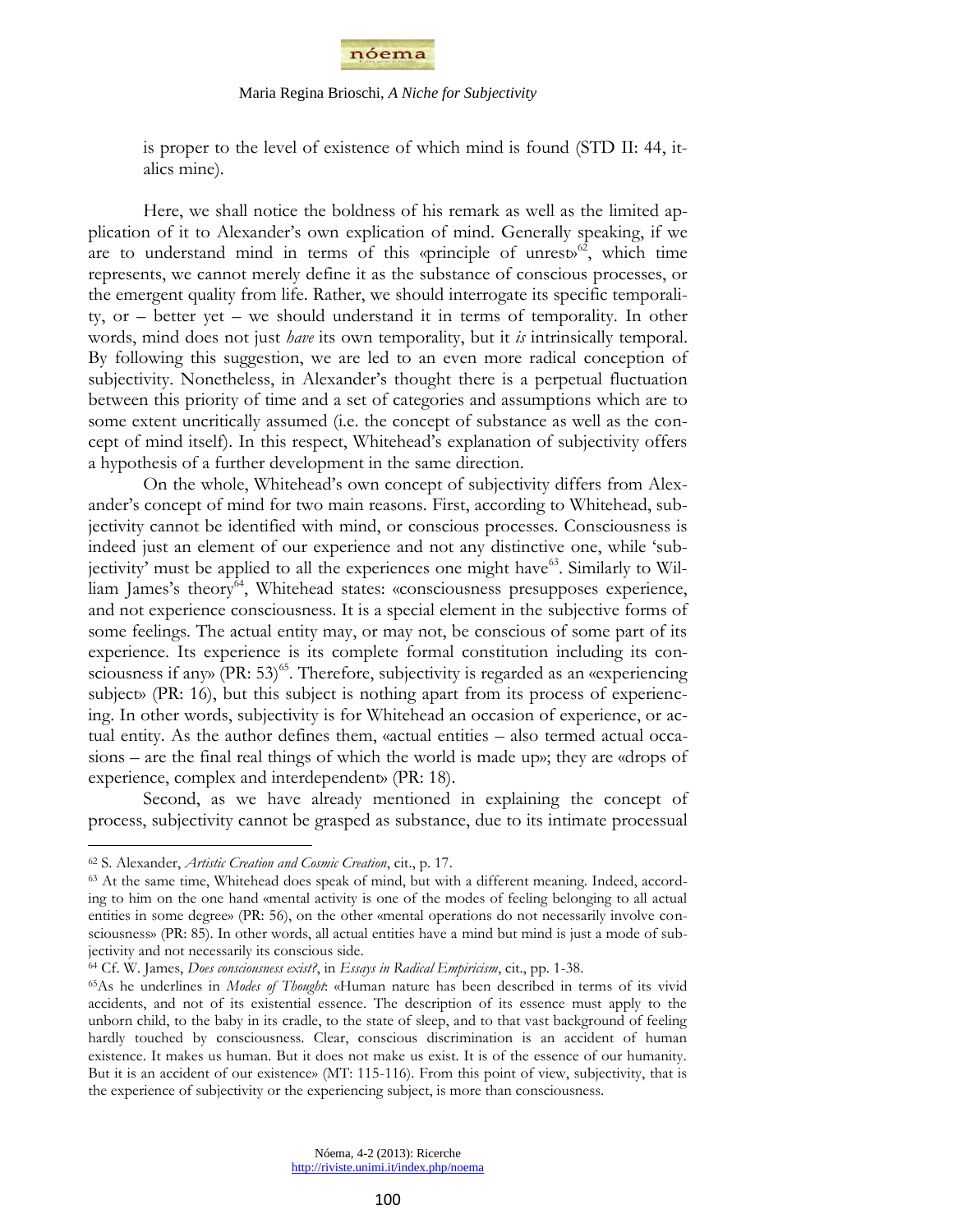is proper to the level of existence of which mind is found (STD II: 44, italics mine).

Here, we shall notice the boldness of his remark as well as the limited application of it to Alexander's own explication of mind. Generally speaking, if we are to understand mind in terms of this «principle of unrest»[62], which time represents, we cannot merely define it as the substance of conscious processes, or the emergent quality from life. Rather, we should interrogate its specific temporality, or – better yet – we should understand it in terms of temporality. In other words, mind does not just *have* its own temporality, but it *is* intrinsically temporal. By following this suggestion, we are led to an even more radical conception of subjectivity. Nonetheless, in Alexander's thought there is a perpetual fluctuation between this priority of time and a set of categories and assumptions which are to some extent uncritically assumed (i.e. the concept of substance as well as the concept of mind itself). In this respect, Whitehead's explanation of subjectivity offers a hypothesis of a further development in the same direction.

On the whole, Whitehead's own concept of subjectivity differs from Alexander's concept of mind for two main reasons. First, according to Whitehead, subjectivity cannot be identified with mind, or conscious processes. Consciousness is indeed just an element of our experience and not any distinctive one, while 'subjectivity' must be applied to all the experiences one might have[63]. Similarly to William James's theory[64], Whitehead states: «consciousness presupposes experience, and not experience consciousness. It is a special element in the subjective forms of some feelings. The actual entity may, or may not, be conscious of some part of its experience. Its experience is its complete formal constitution including its consciousness if any» (PR: 53)[65]. Therefore, subjectivity is regarded as an «experiencing subject» (PR: 16), but this subject is nothing apart from its process of experiencing. In other words, subjectivity is for Whitehead an occasion of experience, or actual entity. As the author defines them, «actual entities – also termed actual occasions – are the final real things of which the world is made up»; they are «drops of experience, complex and interdependent» (PR: 18).

Second, as we have already mentioned in explaining the concept of process, subjectivity cannot be grasped as substance, due to its intimate processual

---

[62] S. Alexander, *Artistic Creation and Cosmic Creation*, cit., p. 17.

[63] At the same time, Whitehead does speak of mind, but with a different meaning. Indeed, according to him on the one hand «mental activity is one of the modes of feeling belonging to all actual entities in some degree» (PR: 56), on the other «mental operations do not necessarily involve consciousness» (PR: 85). In other words, all actual entities have a mind but mind is just a mode of subjectivity and not necessarily its conscious side.

[64] Cf. W. James, *Does consciousness exist?*, in *Essays in Radical Empiricism*, cit., pp. 1-38.

[65] As he underlines in *Modes of Thought*: «Human nature has been described in terms of its vivid accidents, and not of its existential essence. The description of its essence must apply to the unborn child, to the baby in its cradle, to the state of sleep, and to that vast background of feeling hardly touched by consciousness. Clear, conscious discrimination is an accident of human existence. It makes us human. But it does not make us exist. It is of the essence of our humanity. But it is an accident of our existence» (MT: 115-116). From this point of view, subjectivity, that is the experience of subjectivity or the experiencing subject, is more than consciousness.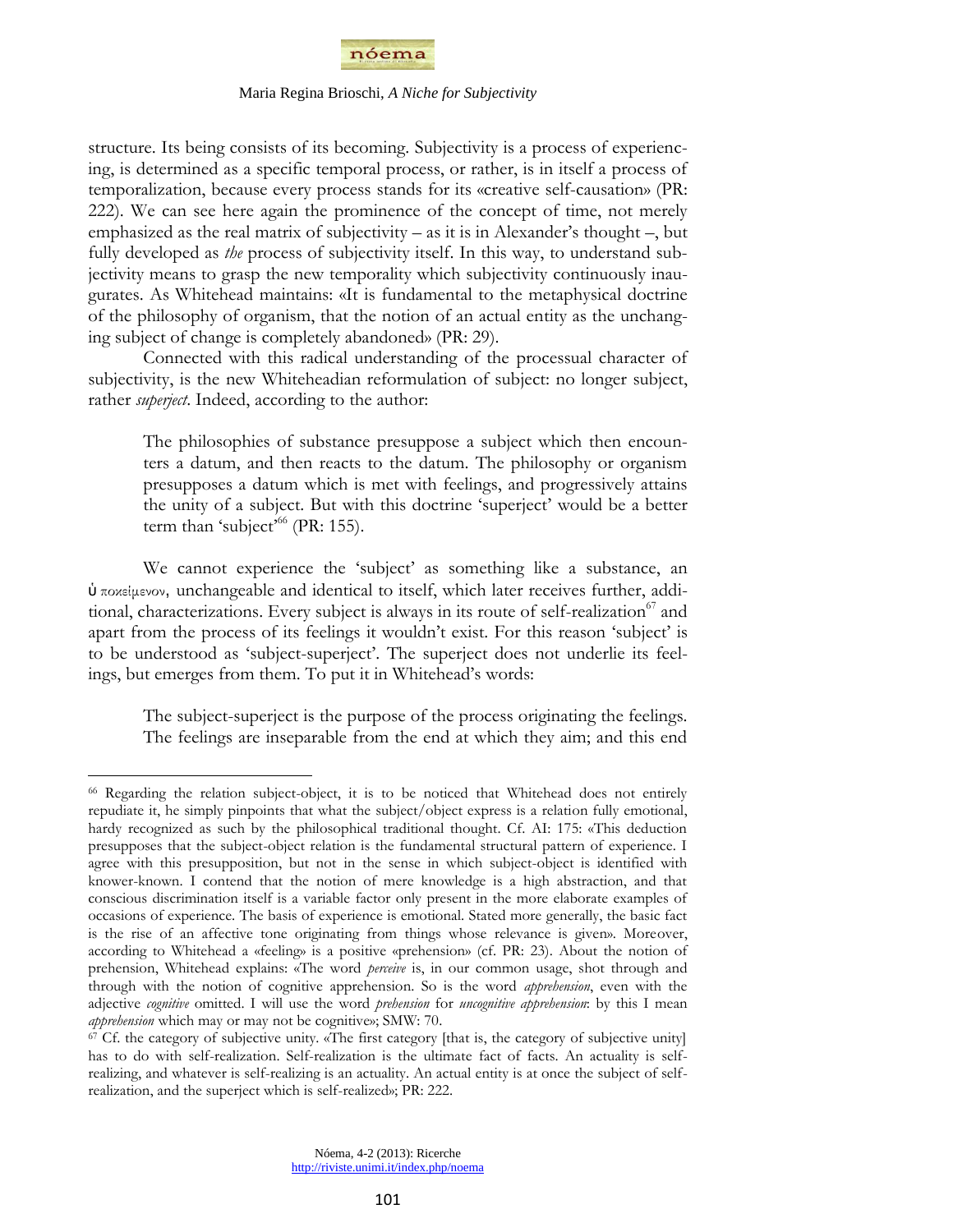structure. Its being consists of its becoming. Subjectivity is a process of experiencing, is determined as a specific temporal process, or rather, is in itself a process of temporalization, because every process stands for its «creative self-causation» (PR: 222). We can see here again the prominence of the concept of time, not merely emphasized as the real matrix of subjectivity – as it is in Alexander's thought –, but fully developed as *the* process of subjectivity itself. In this way, to understand subjectivity means to grasp the new temporality which subjectivity continuously inaugurates. As Whitehead maintains: «It is fundamental to the metaphysical doctrine of the philosophy of organism, that the notion of an actual entity as the unchanging subject of change is completely abandoned» (PR: 29).

Connected with this radical understanding of the processual character of subjectivity, is the new Whiteheadian reformulation of subject: no longer subject, rather *superject*. Indeed, according to the author:

> The philosophies of substance presuppose a subject which then encounters a datum, and then reacts to the datum. The philosophy or organism presupposes a datum which is met with feelings, and progressively attains the unity of a subject. But with this doctrine 'superject' would be a better term than 'subject'[66] (PR: 155).

We cannot experience the 'subject' as something like a substance, an ὑποκείμενον, unchangeable and identical to itself, which later receives further, additional, characterizations. Every subject is always in its route of self-realization[67] and apart from the process of its feelings it wouldn't exist. For this reason 'subject' is to be understood as 'subject-superject'. The superject does not underlie its feelings, but emerges from them. To put it in Whitehead's words:

> The subject-superject is the purpose of the process originating the feelings. The feelings are inseparable from the end at which they aim; and this end

---

[66] Regarding the relation subject-object, it is to be noticed that Whitehead does not entirely repudiate it, he simply pinpoints that what the subject/object express is a relation fully emotional, hardy recognized as such by the philosophical traditional thought. Cf. AI: 175: «This deduction presupposes that the subject-object relation is the fundamental structural pattern of experience. I agree with this presupposition, but not in the sense in which subject-object is identified with knower-known. I contend that the notion of mere knowledge is a high abstraction, and that conscious discrimination itself is a variable factor only present in the more elaborate examples of occasions of experience. The basis of experience is emotional. Stated more generally, the basic fact is the rise of an affective tone originating from things whose relevance is given». Moreover, according to Whitehead a «feeling» is a positive «prehension» (cf. PR: 23). About the notion of prehension, Whitehead explains: «The word *perceive* is, in our common usage, shot through and through with the notion of cognitive apprehension. So is the word *apprehension*, even with the adjective *cognitive* omitted. I will use the word *prehension* for *uncognitive apprehension*: by this I mean *apprehension* which may or may not be cognitive»; SMW: 70.

[67] Cf. the category of subjective unity. «The first category [that is, the category of subjective unity] has to do with self-realization. Self-realization is the ultimate fact of facts. An actuality is self-realizing, and whatever is self-realizing is an actuality. An actual entity is at once the subject of self-realization, and the superject which is self-realized»; PR: 222.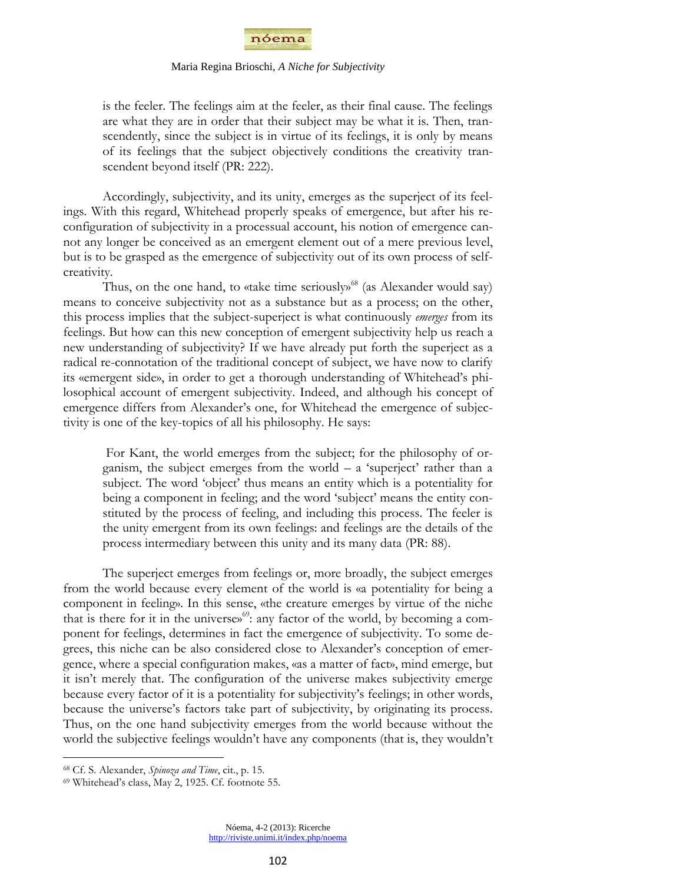> is the feeler. The feelings aim at the feeler, as their final cause. The feelings are what they are in order that their subject may be what it is. Then, transcendently, since the subject is in virtue of its feelings, it is only by means of its feelings that the subject objectively conditions the creativity transcendent beyond itself (PR: 222).

Accordingly, subjectivity, and its unity, emerges as the superject of its feelings. With this regard, Whitehead properly speaks of emergence, but after his reconfiguration of subjectivity in a processual account, his notion of emergence cannot any longer be conceived as an emergent element out of a mere previous level, but is to be grasped as the emergence of subjectivity out of its own process of self-creativity.

Thus, on the one hand, to «take time seriously»[68] (as Alexander would say) means to conceive subjectivity not as a substance but as a process; on the other, this process implies that the subject-superject is what continuously *emerges* from its feelings. But how can this new conception of emergent subjectivity help us reach a new understanding of subjectivity? If we have already put forth the superject as a radical re-connotation of the traditional concept of subject, we have now to clarify its «emergent side», in order to get a thorough understanding of Whitehead's philosophical account of emergent subjectivity. Indeed, and although his concept of emergence differs from Alexander's one, for Whitehead the emergence of subjectivity is one of the key-topics of all his philosophy. He says:

> For Kant, the world emerges from the subject; for the philosophy of organism, the subject emerges from the world – a 'superject' rather than a subject. The word 'object' thus means an entity which is a potentiality for being a component in feeling; and the word 'subject' means the entity constituted by the process of feeling, and including this process. The feeler is the unity emergent from its own feelings: and feelings are the details of the process intermediary between this unity and its many data (PR: 88).

The superject emerges from feelings or, more broadly, the subject emerges from the world because every element of the world is «a potentiality for being a component in feeling». In this sense, «the creature emerges by virtue of the niche that is there for it in the universe»[69]: any factor of the world, by becoming a component for feelings, determines in fact the emergence of subjectivity. To some degrees, this niche can be also considered close to Alexander's conception of emergence, where a special configuration makes, «as a matter of fact», mind emerge, but it isn't merely that. The configuration of the universe makes subjectivity emerge because every factor of it is a potentiality for subjectivity's feelings; in other words, because the universe's factors take part of subjectivity, by originating its process. Thus, on the one hand subjectivity emerges from the world because without the world the subjective feelings wouldn't have any components (that is, they wouldn't

---

[68] Cf. S. Alexander, *Spinoza and Time*, cit., p. 15.

[69] Whitehead's class, May 2, 1925. Cf. footnote 55.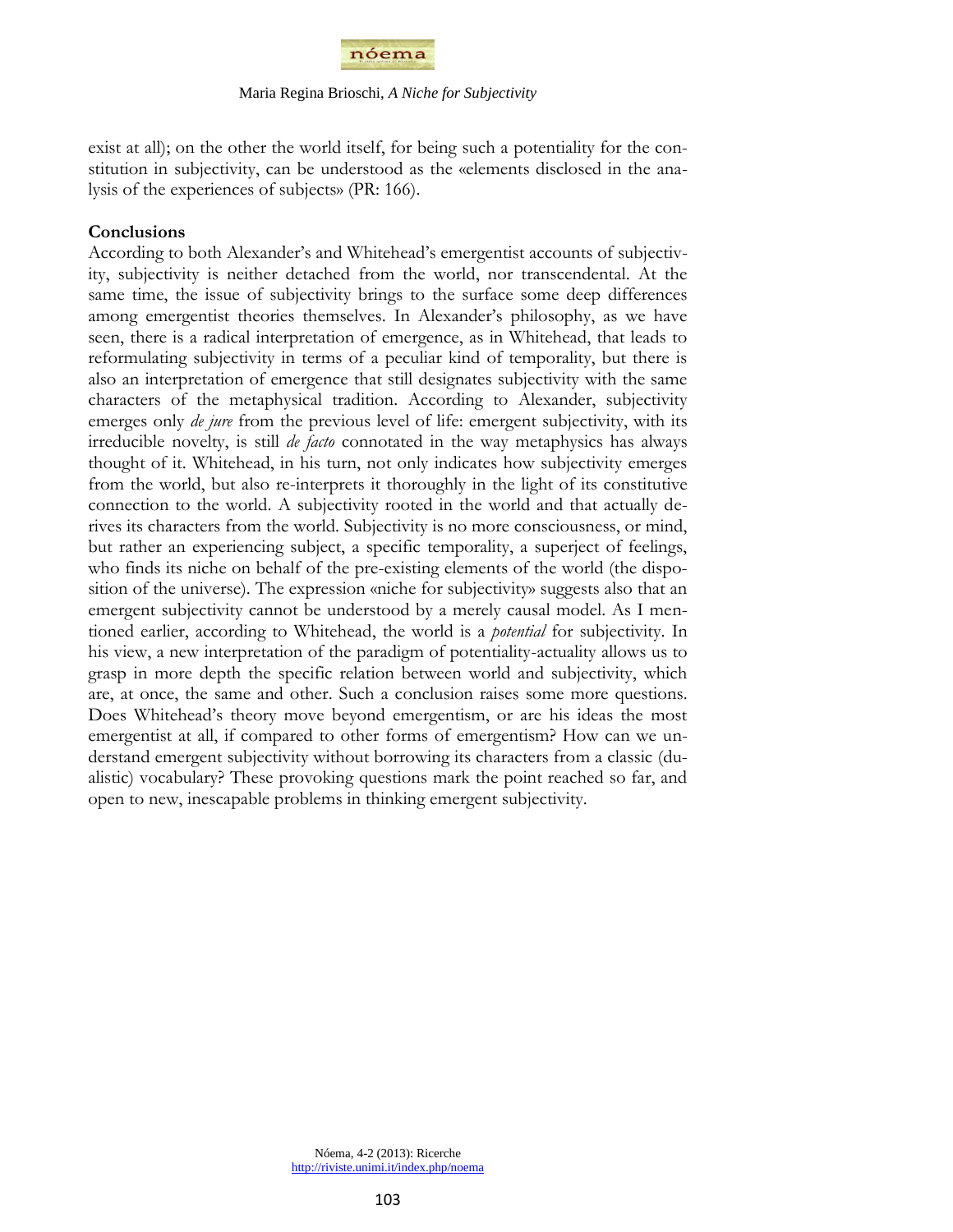exist at all); on the other the world itself, for being such a potentiality for the constitution in subjectivity, can be understood as the «elements disclosed in the analysis of the experiences of subjects» (PR: 166).

**Conclusions**

According to both Alexander's and Whitehead's emergentist accounts of subjectivity, subjectivity is neither detached from the world, nor transcendental. At the same time, the issue of subjectivity brings to the surface some deep differences among emergentist theories themselves. In Alexander's philosophy, as we have seen, there is a radical interpretation of emergence, as in Whitehead, that leads to reformulating subjectivity in terms of a peculiar kind of temporality, but there is also an interpretation of emergence that still designates subjectivity with the same characters of the metaphysical tradition. According to Alexander, subjectivity emerges only *de jure* from the previous level of life: emergent subjectivity, with its irreducible novelty, is still *de facto* connotated in the way metaphysics has always thought of it. Whitehead, in his turn, not only indicates how subjectivity emerges from the world, but also re-interprets it thoroughly in the light of its constitutive connection to the world. A subjectivity rooted in the world and that actually derives its characters from the world. Subjectivity is no more consciousness, or mind, but rather an experiencing subject, a specific temporality, a superject of feelings, who finds its niche on behalf of the pre-existing elements of the world (the disposition of the universe). The expression «niche for subjectivity» suggests also that an emergent subjectivity cannot be understood by a merely causal model. As I mentioned earlier, according to Whitehead, the world is a *potential* for subjectivity. In his view, a new interpretation of the paradigm of potentiality-actuality allows us to grasp in more depth the specific relation between world and subjectivity, which are, at once, the same and other. Such a conclusion raises some more questions. Does Whitehead's theory move beyond emergentism, or are his ideas the most emergentist at all, if compared to other forms of emergentism? How can we understand emergent subjectivity without borrowing its characters from a classic (dualistic) vocabulary? These provoking questions mark the point reached so far, and open to new, inescapable problems in thinking emergent subjectivity.